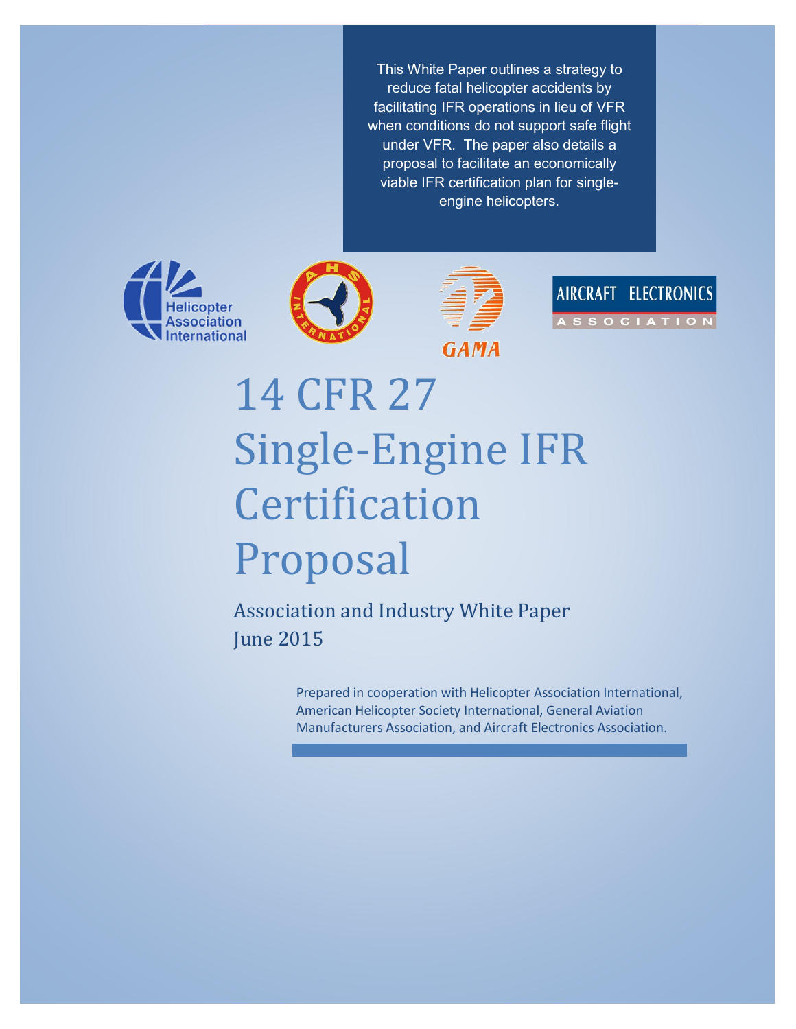This White Paper outlines a strategy to reduce fatal helicopter accidents by facilitating IFR operations in lieu of VFR when conditions do not support safe flight under VFR. The paper also details a proposal to facilitate an economically viable IFR certification plan for single-engine helicopters.

Helicopter Association International

AIRCRAFT ELECTRONICS ASSOCIATION

GAMA

# 14 CFR 27 Single-Engine IFR Certification Proposal

## Association and Industry White Paper
## June 2015

Prepared in cooperation with Helicopter Association International, American Helicopter Society International, General Aviation Manufacturers Association, and Aircraft Electronics Association.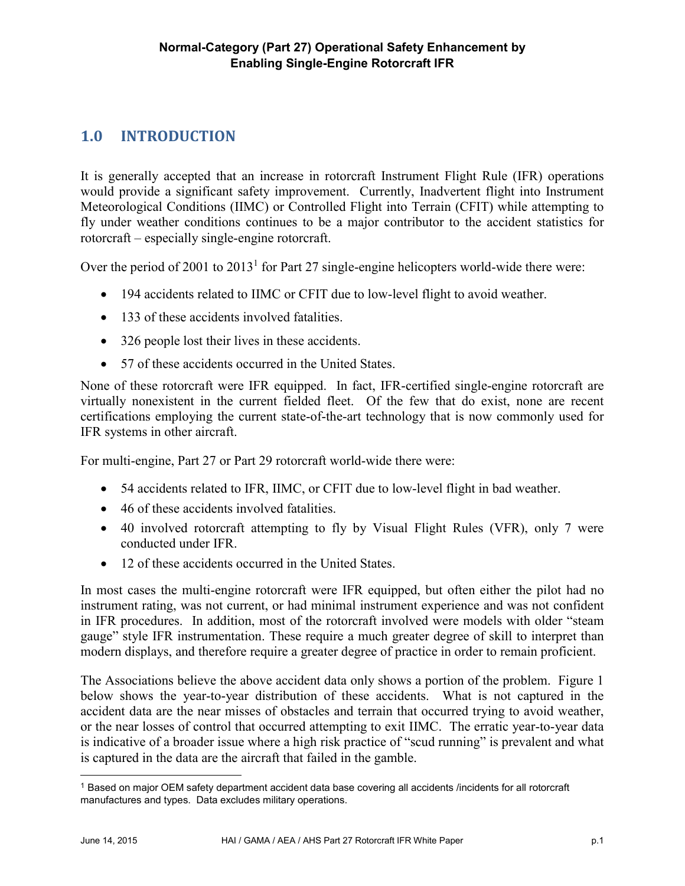**Normal-Category (Part 27) Operational Safety Enhancement by Enabling Single-Engine Rotorcraft IFR**

## 1.0 INTRODUCTION

It is generally accepted that an increase in rotorcraft Instrument Flight Rule (IFR) operations would provide a significant safety improvement. Currently, Inadvertent flight into Instrument Meteorological Conditions (IIMC) or Controlled Flight into Terrain (CFIT) while attempting to fly under weather conditions continues to be a major contributor to the accident statistics for rotorcraft – especially single-engine rotorcraft.

Over the period of 2001 to 2013[1] for Part 27 single-engine helicopters world-wide there were:

- 194 accidents related to IIMC or CFIT due to low-level flight to avoid weather.
- 133 of these accidents involved fatalities.
- 326 people lost their lives in these accidents.
- 57 of these accidents occurred in the United States.

None of these rotorcraft were IFR equipped. In fact, IFR-certified single-engine rotorcraft are virtually nonexistent in the current fielded fleet. Of the few that do exist, none are recent certifications employing the current state-of-the-art technology that is now commonly used for IFR systems in other aircraft.

For multi-engine, Part 27 or Part 29 rotorcraft world-wide there were:

- 54 accidents related to IFR, IIMC, or CFIT due to low-level flight in bad weather.
- 46 of these accidents involved fatalities.
- 40 involved rotorcraft attempting to fly by Visual Flight Rules (VFR), only 7 were conducted under IFR.
- 12 of these accidents occurred in the United States.

In most cases the multi-engine rotorcraft were IFR equipped, but often either the pilot had no instrument rating, was not current, or had minimal instrument experience and was not confident in IFR procedures. In addition, most of the rotorcraft involved were models with older "steam gauge" style IFR instrumentation. These require a much greater degree of skill to interpret than modern displays, and therefore require a greater degree of practice in order to remain proficient.

The Associations believe the above accident data only shows a portion of the problem. Figure 1 below shows the year-to-year distribution of these accidents. What is not captured in the accident data are the near misses of obstacles and terrain that occurred trying to avoid weather, or the near losses of control that occurred attempting to exit IIMC. The erratic year-to-year data is indicative of a broader issue where a high risk practice of "scud running" is prevalent and what is captured in the data are the aircraft that failed in the gamble.

---

[1] Based on major OEM safety department accident data base covering all accidents /incidents for all rotorcraft manufactures and types. Data excludes military operations.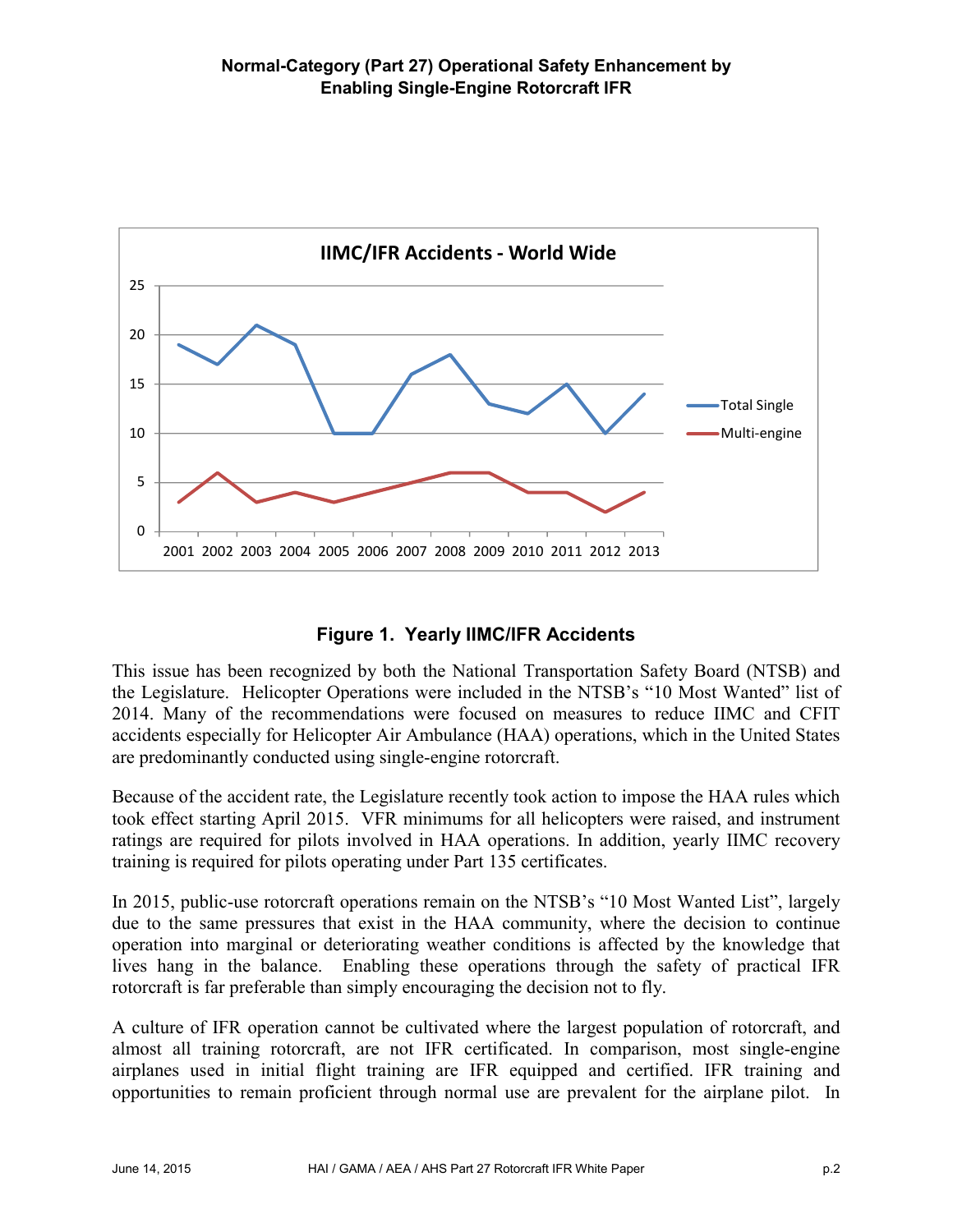Figure 1. Yearly IIMC/IFR Accidents

This issue has been recognized by both the National Transportation Safety Board (NTSB) and the Legislature. Helicopter Operations were included in the NTSB's "10 Most Wanted" list of 2014. Many of the recommendations were focused on measures to reduce IIMC and CFIT accidents especially for Helicopter Air Ambulance (HAA) operations, which in the United States are predominantly conducted using single-engine rotorcraft.

Because of the accident rate, the Legislature recently took action to impose the HAA rules which took effect starting April 2015. VFR minimums for all helicopters were raised, and instrument ratings are required for pilots involved in HAA operations. In addition, yearly IIMC recovery training is required for pilots operating under Part 135 certificates.

In 2015, public-use rotorcraft operations remain on the NTSB's "10 Most Wanted List", largely due to the same pressures that exist in the HAA community, where the decision to continue operation into marginal or deteriorating weather conditions is affected by the knowledge that lives hang in the balance. Enabling these operations through the safety of practical IFR rotorcraft is far preferable than simply encouraging the decision not to fly.

A culture of IFR operation cannot be cultivated where the largest population of rotorcraft, and almost all training rotorcraft, are not IFR certificated. In comparison, most single-engine airplanes used in initial flight training are IFR equipped and certified. IFR training and opportunities to remain proficient through normal use are prevalent for the airplane pilot. In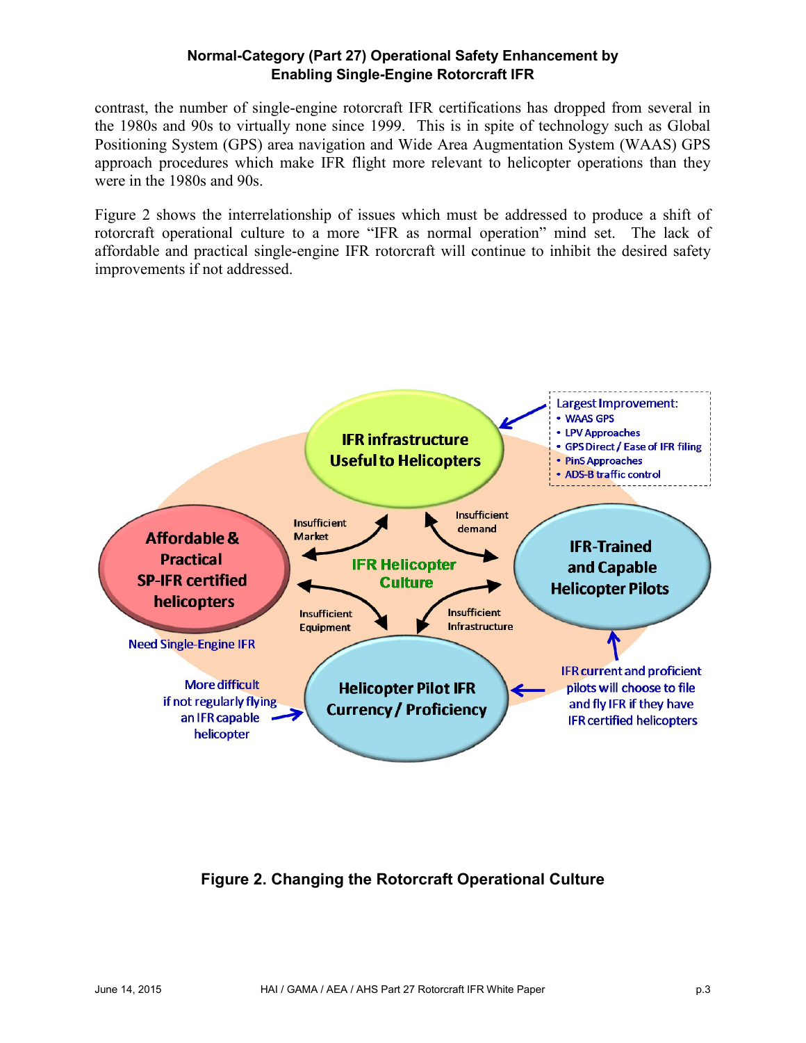contrast, the number of single-engine rotorcraft IFR certifications has dropped from several in the 1980s and 90s to virtually none since 1999. This is in spite of technology such as Global Positioning System (GPS) area navigation and Wide Area Augmentation System (WAAS) GPS approach procedures which make IFR flight more relevant to helicopter operations than they were in the 1980s and 90s.

Figure 2 shows the interrelationship of issues which must be addressed to produce a shift of rotorcraft operational culture to a more "IFR as normal operation" mind set. The lack of affordable and practical single-engine IFR rotorcraft will continue to inhibit the desired safety improvements if not addressed.

**Figure 2. Changing the Rotorcraft Operational Culture**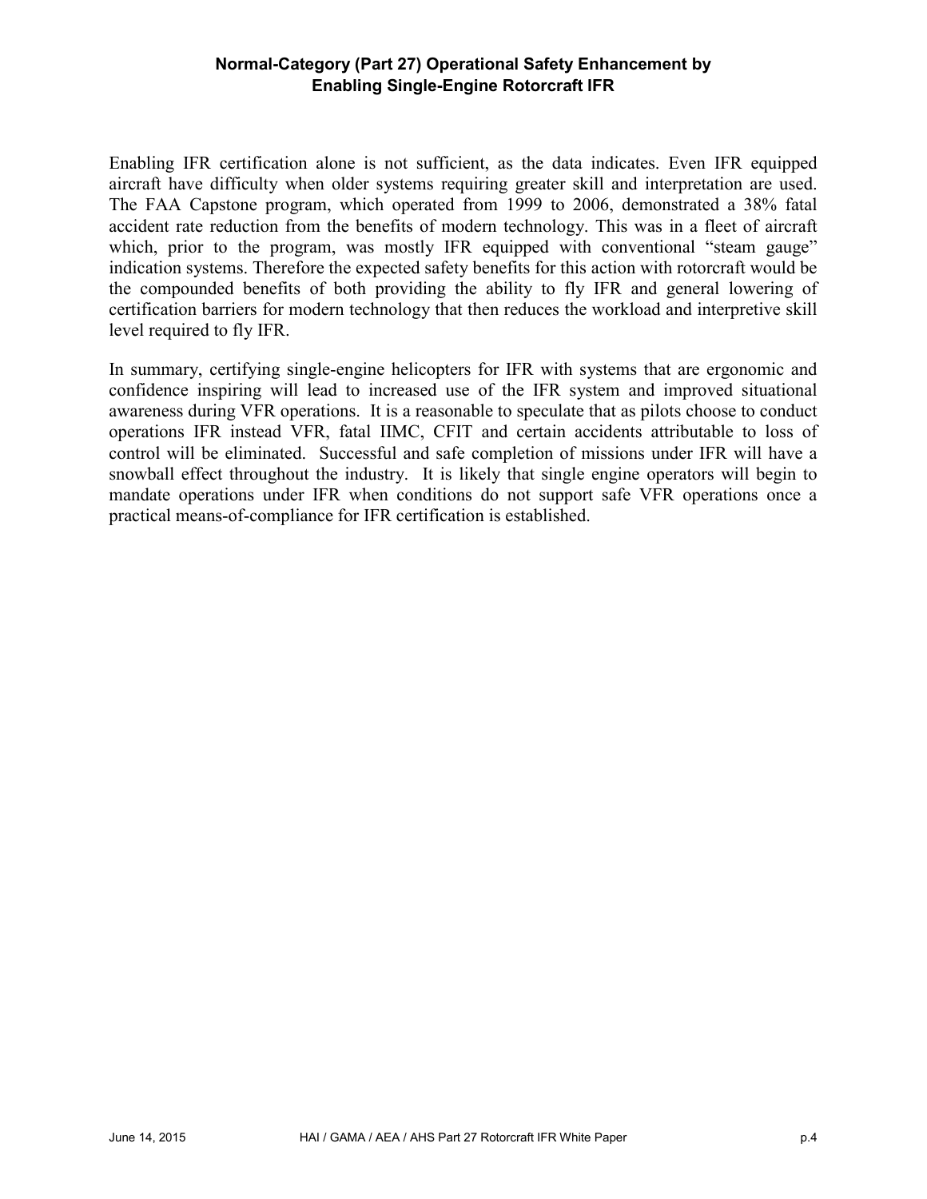Enabling IFR certification alone is not sufficient, as the data indicates. Even IFR equipped aircraft have difficulty when older systems requiring greater skill and interpretation are used. The FAA Capstone program, which operated from 1999 to 2006, demonstrated a 38% fatal accident rate reduction from the benefits of modern technology. This was in a fleet of aircraft which, prior to the program, was mostly IFR equipped with conventional "steam gauge" indication systems. Therefore the expected safety benefits for this action with rotorcraft would be the compounded benefits of both providing the ability to fly IFR and general lowering of certification barriers for modern technology that then reduces the workload and interpretive skill level required to fly IFR.

In summary, certifying single-engine helicopters for IFR with systems that are ergonomic and confidence inspiring will lead to increased use of the IFR system and improved situational awareness during VFR operations. It is a reasonable to speculate that as pilots choose to conduct operations IFR instead VFR, fatal IIMC, CFIT and certain accidents attributable to loss of control will be eliminated. Successful and safe completion of missions under IFR will have a snowball effect throughout the industry. It is likely that single engine operators will begin to mandate operations under IFR when conditions do not support safe VFR operations once a practical means-of-compliance for IFR certification is established.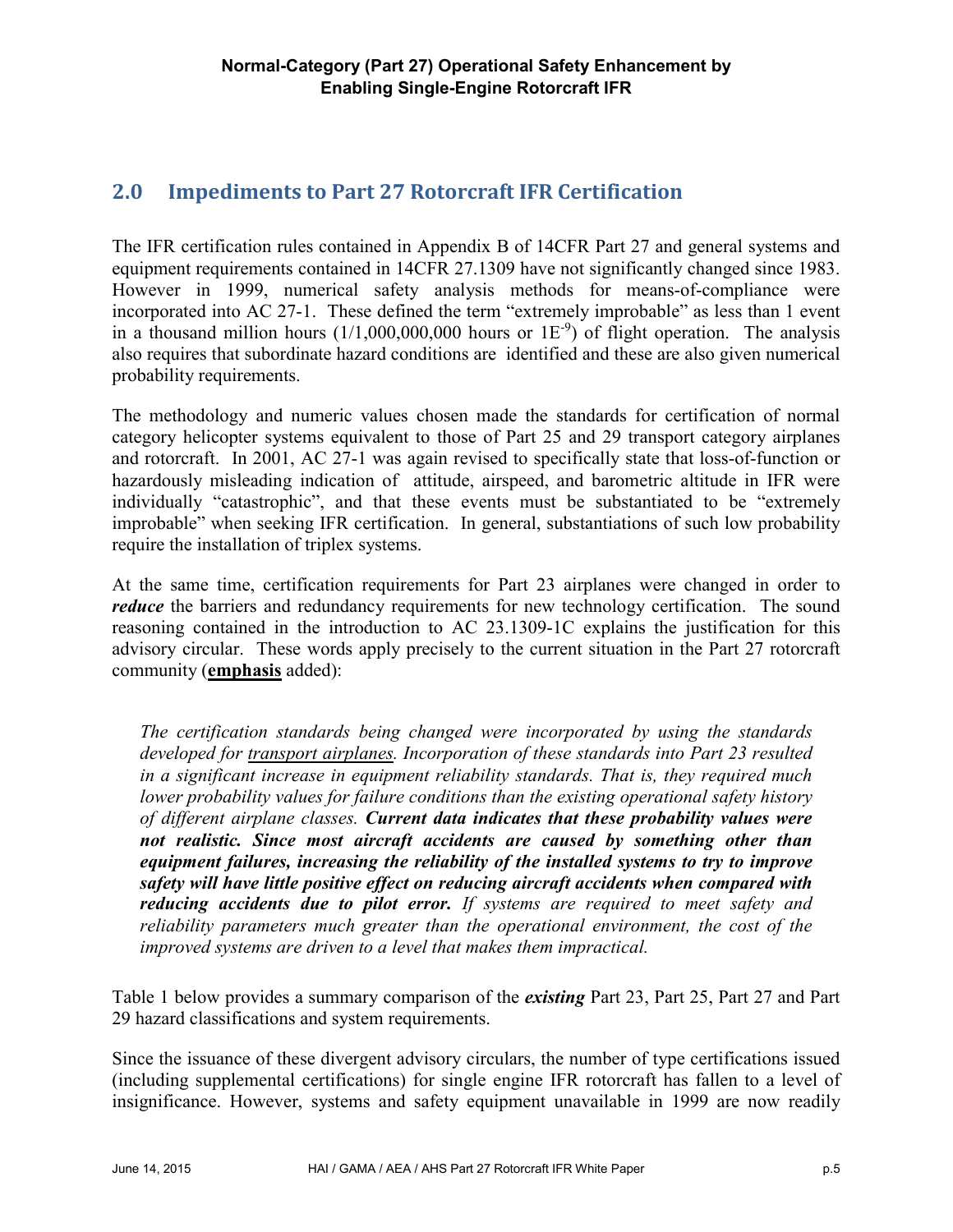## 2.0 Impediments to Part 27 Rotorcraft IFR Certification

The IFR certification rules contained in Appendix B of 14CFR Part 27 and general systems and equipment requirements contained in 14CFR 27.1309 have not significantly changed since 1983. However in 1999, numerical safety analysis methods for means-of-compliance were incorporated into AC 27-1. These defined the term "extremely improbable" as less than 1 event in a thousand million hours (1/1,000,000,000 hours or $1E^{-9}$) of flight operation. The analysis also requires that subordinate hazard conditions are identified and these are also given numerical probability requirements.

The methodology and numeric values chosen made the standards for certification of normal category helicopter systems equivalent to those of Part 25 and 29 transport category airplanes and rotorcraft. In 2001, AC 27-1 was again revised to specifically state that loss-of-function or hazardously misleading indication of attitude, airspeed, and barometric altitude in IFR were individually "catastrophic", and that these events must be substantiated to be "extremely improbable" when seeking IFR certification. In general, substantiations of such low probability require the installation of triplex systems.

At the same time, certification requirements for Part 23 airplanes were changed in order to ***reduce*** the barriers and redundancy requirements for new technology certification. The sound reasoning contained in the introduction to AC 23.1309-1C explains the justification for this advisory circular. These words apply precisely to the current situation in the Part 27 rotorcraft community (<u>**emphasis**</u> added):

> *The certification standards being changed were incorporated by using the standards developed for <u>transport airplanes</u>. Incorporation of these standards into Part 23 resulted in a significant increase in equipment reliability standards. That is, they required much lower probability values for failure conditions than the existing operational safety history of different airplane classes.* ***Current data indicates that these probability values were not realistic. Since most aircraft accidents are caused by something other than equipment failures, increasing the reliability of the installed systems to try to improve safety will have little positive effect on reducing aircraft accidents when compared with reducing accidents due to pilot error.*** *If systems are required to meet safety and reliability parameters much greater than the operational environment, the cost of the improved systems are driven to a level that makes them impractical.*

Table 1 below provides a summary comparison of the ***existing*** Part 23, Part 25, Part 27 and Part 29 hazard classifications and system requirements.

Since the issuance of these divergent advisory circulars, the number of type certifications issued (including supplemental certifications) for single engine IFR rotorcraft has fallen to a level of insignificance. However, systems and safety equipment unavailable in 1999 are now readily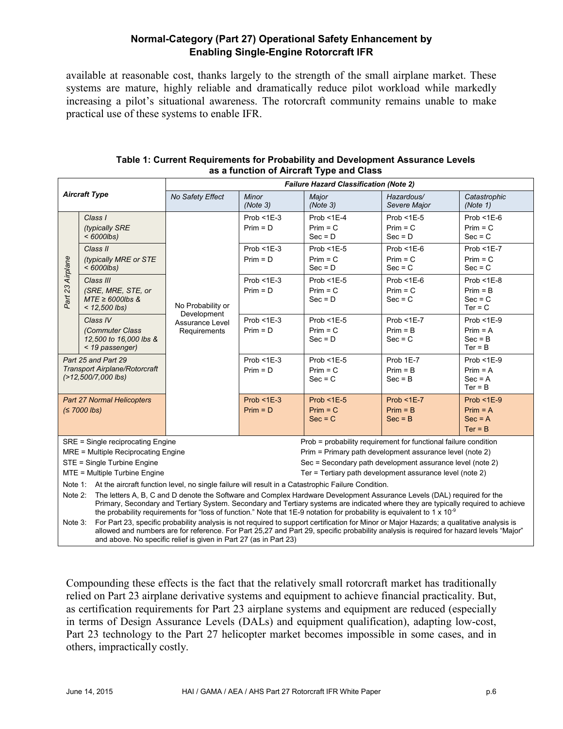available at reasonable cost, thanks largely to the strength of the small airplane market. These systems are mature, highly reliable and dramatically reduce pilot workload while markedly increasing a pilot's situational awareness. The rotorcraft community remains unable to make practical use of these systems to enable IFR.

**Table 1: Current Requirements for Probability and Development Assurance Levels as a function of Aircraft Type and Class**

| Aircraft Type | | Failure Hazard Classification (Note 2) | | | | |
|---|---|---|---|---|---|---|
| | | *No Safety Effect* | *Minor (Note 3)* | *Major (Note 3)* | *Hazardous/ Severe Major* | *Catastrophic (Note 1)* |
| *Part 23 Airplane* | *Class I (typically SRE < 6000lbs)* | No Probability or Development Assurance Level Requirements | Prob <1E-3 Prim = D | Prob <1E-4 Prim = C Sec = D | Prob <1E-5 Prim = C Sec = D | Prob <1E-6 Prim = C Sec = C |
| | *Class II (typically MRE or STE < 6000lbs)* | | Prob <1E-3 Prim = D | Prob <1E-5 Prim = C Sec = D | Prob <1E-6 Prim = C Sec = C | Prob <1E-7 Prim = C Sec = C |
| | *Class III (SRE, MRE, STE, or MTE ≥ 6000lbs & < 12,500 lbs)* | | Prob <1E-3 Prim = D | Prob <1E-5 Prim = C Sec = D | Prob <1E-6 Prim = C Sec = C | Prob <1E-8 Prim = B Sec = C Ter = C |
| | *Class IV (Commuter Class 12,500 to 16,000 lbs & < 19 passenger)* | | Prob <1E-3 Prim = D | Prob <1E-5 Prim = C Sec = D | Prob <1E-7 Prim = B Sec = C | Prob <1E-9 Prim = A Sec = B Ter = B |
| *Part 25 and Part 29 Transport Airplane/Rotorcraft (>12,500/7,000 lbs)* | | | Prob <1E-3 Prim = D | Prob <1E-5 Prim = C Sec = C | Prob 1E-7 Prim = B Sec = B | Prob <1E-9 Prim = A Sec = A Ter = B |
| *Part 27 Normal Helicopters (≤ 7000 lbs)* | | | Prob <1E-3 Prim = D | Prob <1E-5 Prim = C Sec = C | Prob <1E-7 Prim = B Sec = B | Prob <1E-9 Prim = A Sec = A Ter = B |

SRE = Single reciprocating Engine
MRE = Multiple Reciprocating Engine
STE = Single Turbine Engine
MTE = Multiple Turbine Engine

Prob = probability requirement for functional failure condition
Prim = Primary path development assurance level (note 2)
Sec = Secondary path development assurance level (note 2)
Ter = Tertiary path development assurance level (note 2)

Note 1: At the aircraft function level, no single failure will result in a Catastrophic Failure Condition.

Note 2: The letters A, B, C and D denote the Software and Complex Hardware Development Assurance Levels (DAL) required for the Primary, Secondary and Tertiary System. Secondary and Tertiary systems are indicated where they are typically required to achieve the probability requirements for "loss of function." Note that 1E-9 notation for probability is equivalent to $1 \times 10^{-9}$

Note 3: For Part 23, specific probability analysis is not required to support certification for Minor or Major Hazards; a qualitative analysis is allowed and numbers are for reference. For Part 25,27 and Part 29, specific probability analysis is required for hazard levels "Major" and above. No specific relief is given in Part 27 (as in Part 23)

Compounding these effects is the fact that the relatively small rotorcraft market has traditionally relied on Part 23 airplane derivative systems and equipment to achieve financial practicality. But, as certification requirements for Part 23 airplane systems and equipment are reduced (especially in terms of Design Assurance Levels (DALs) and equipment qualification), adapting low-cost, Part 23 technology to the Part 27 helicopter market becomes impossible in some cases, and in others, impractically costly.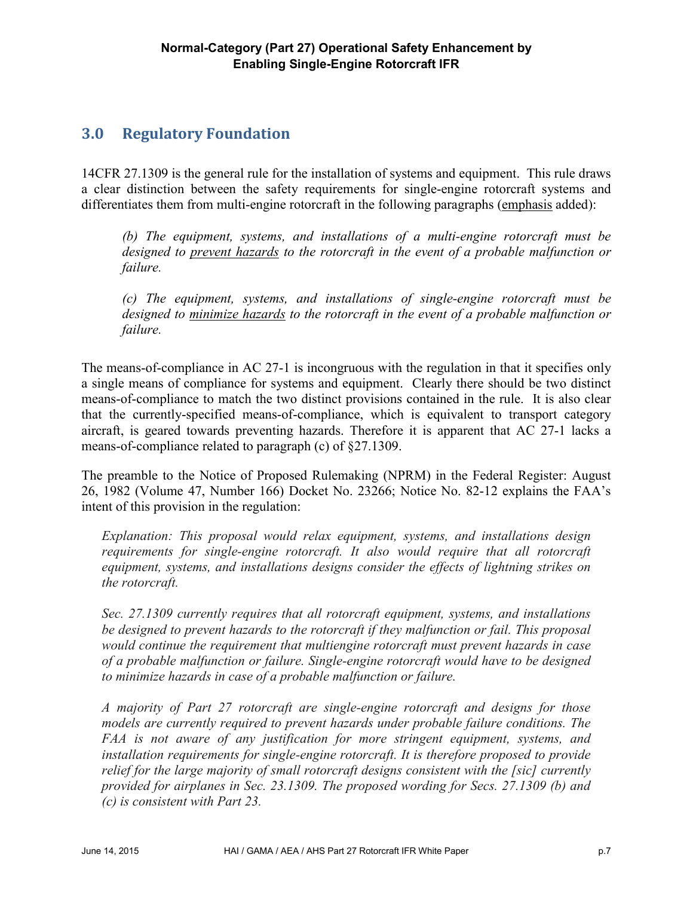## 3.0 Regulatory Foundation

14CFR 27.1309 is the general rule for the installation of systems and equipment. This rule draws a clear distinction between the safety requirements for single-engine rotorcraft systems and differentiates them from multi-engine rotorcraft in the following paragraphs (<u>emphasis</u> added):

> *(b) The equipment, systems, and installations of a multi-engine rotorcraft must be designed to <u>prevent hazards</u> to the rotorcraft in the event of a probable malfunction or failure.*
>
> *(c) The equipment, systems, and installations of single-engine rotorcraft must be designed to <u>minimize hazards</u> to the rotorcraft in the event of a probable malfunction or failure.*

The means-of-compliance in AC 27-1 is incongruous with the regulation in that it specifies only a single means of compliance for systems and equipment. Clearly there should be two distinct means-of-compliance to match the two distinct provisions contained in the rule. It is also clear that the currently-specified means-of-compliance, which is equivalent to transport category aircraft, is geared towards preventing hazards. Therefore it is apparent that AC 27-1 lacks a means-of-compliance related to paragraph (c) of §27.1309.

The preamble to the Notice of Proposed Rulemaking (NPRM) in the Federal Register: August 26, 1982 (Volume 47, Number 166) Docket No. 23266; Notice No. 82-12 explains the FAA's intent of this provision in the regulation:

> *Explanation: This proposal would relax equipment, systems, and installations design requirements for single-engine rotorcraft. It also would require that all rotorcraft equipment, systems, and installations designs consider the effects of lightning strikes on the rotorcraft.*
>
> *Sec. 27.1309 currently requires that all rotorcraft equipment, systems, and installations be designed to prevent hazards to the rotorcraft if they malfunction or fail. This proposal would continue the requirement that multiengine rotorcraft must prevent hazards in case of a probable malfunction or failure. Single-engine rotorcraft would have to be designed to minimize hazards in case of a probable malfunction or failure.*
>
> *A majority of Part 27 rotorcraft are single-engine rotorcraft and designs for those models are currently required to prevent hazards under probable failure conditions. The FAA is not aware of any justification for more stringent equipment, systems, and installation requirements for single-engine rotorcraft. It is therefore proposed to provide relief for the large majority of small rotorcraft designs consistent with the [sic] currently provided for airplanes in Sec. 23.1309. The proposed wording for Secs. 27.1309 (b) and (c) is consistent with Part 23.*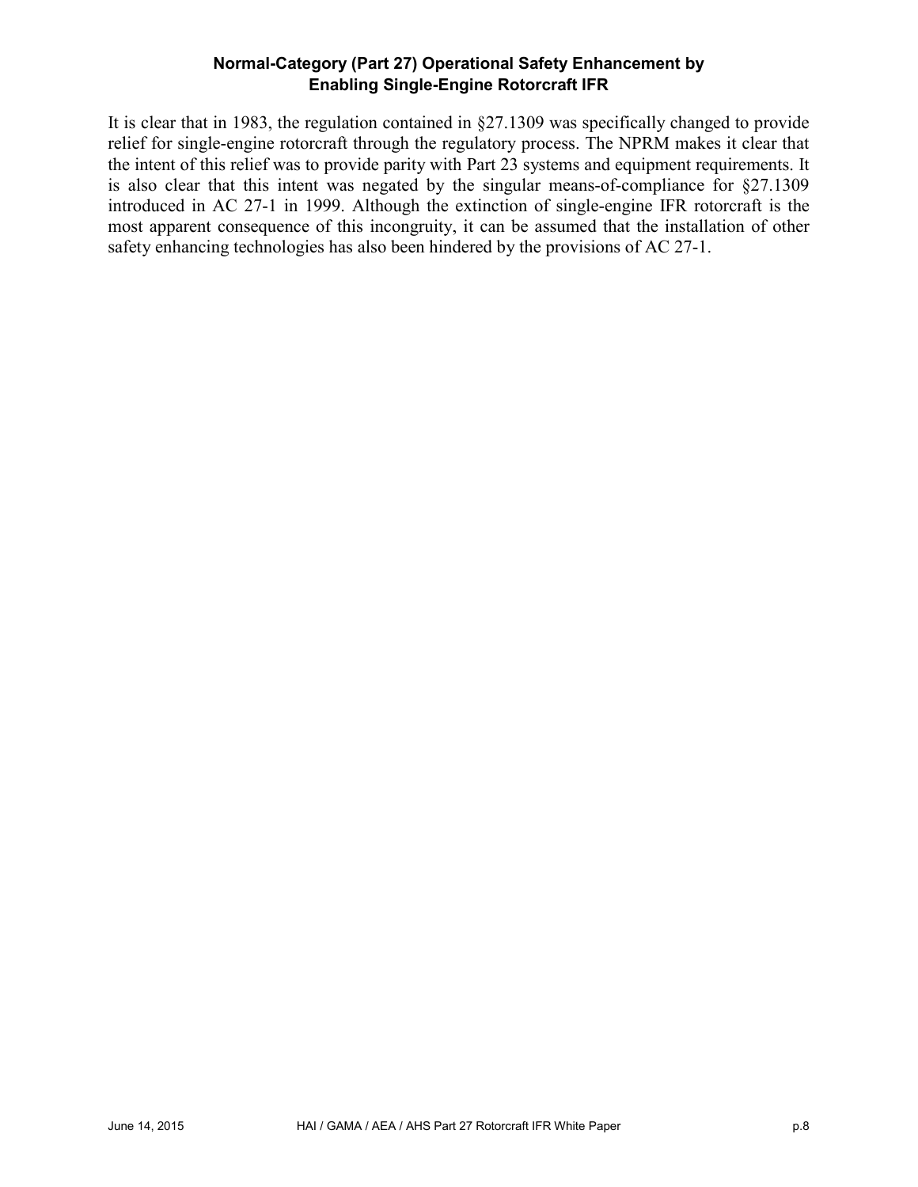**Normal-Category (Part 27) Operational Safety Enhancement by Enabling Single-Engine Rotorcraft IFR**

It is clear that in 1983, the regulation contained in §27.1309 was specifically changed to provide relief for single-engine rotorcraft through the regulatory process. The NPRM makes it clear that the intent of this relief was to provide parity with Part 23 systems and equipment requirements. It is also clear that this intent was negated by the singular means-of-compliance for §27.1309 introduced in AC 27-1 in 1999. Although the extinction of single-engine IFR rotorcraft is the most apparent consequence of this incongruity, it can be assumed that the installation of other safety enhancing technologies has also been hindered by the provisions of AC 27-1.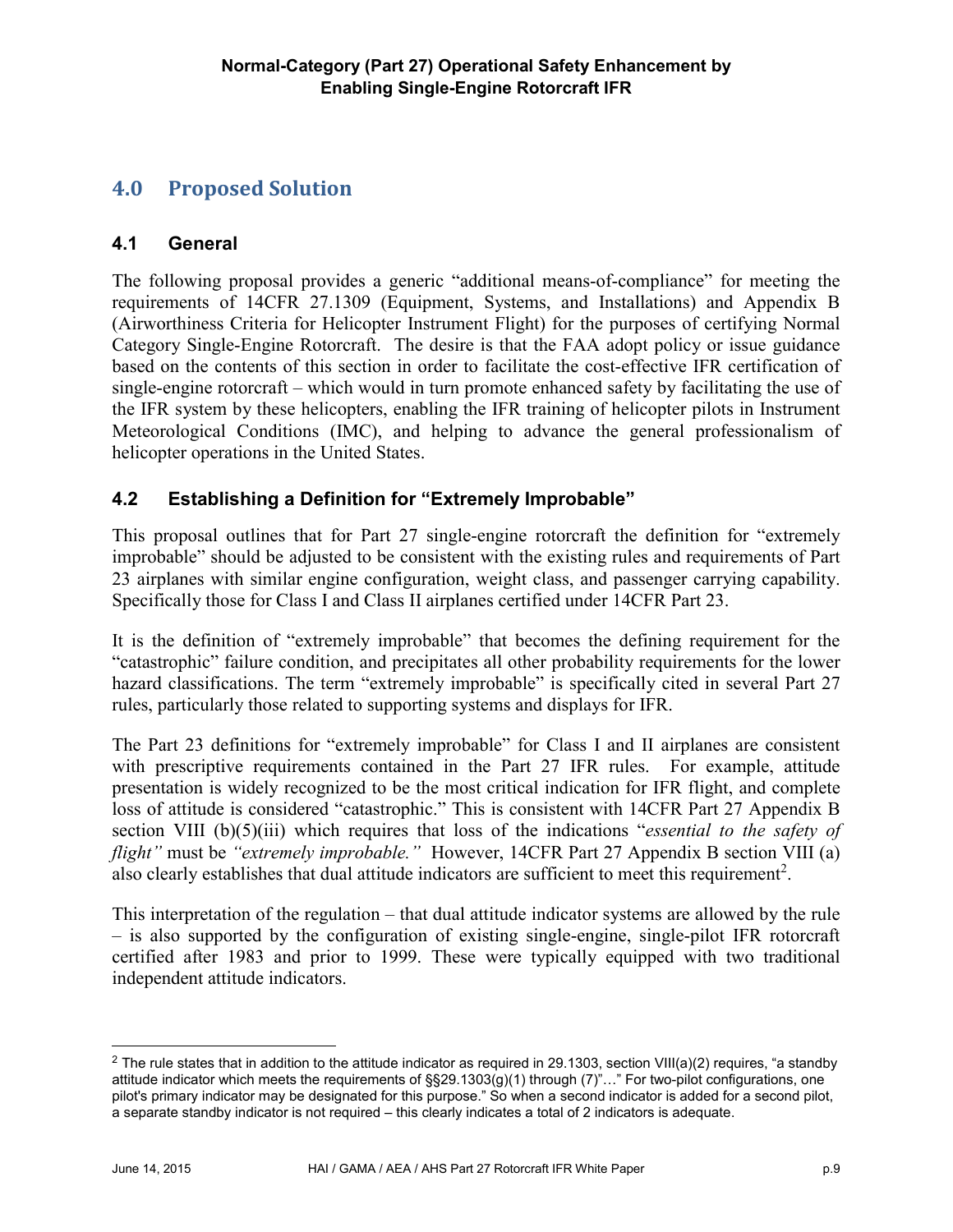## 4.0 Proposed Solution

### 4.1 General

The following proposal provides a generic "additional means-of-compliance" for meeting the requirements of 14CFR 27.1309 (Equipment, Systems, and Installations) and Appendix B (Airworthiness Criteria for Helicopter Instrument Flight) for the purposes of certifying Normal Category Single-Engine Rotorcraft. The desire is that the FAA adopt policy or issue guidance based on the contents of this section in order to facilitate the cost-effective IFR certification of single-engine rotorcraft – which would in turn promote enhanced safety by facilitating the use of the IFR system by these helicopters, enabling the IFR training of helicopter pilots in Instrument Meteorological Conditions (IMC), and helping to advance the general professionalism of helicopter operations in the United States.

### 4.2 Establishing a Definition for "Extremely Improbable"

This proposal outlines that for Part 27 single-engine rotorcraft the definition for "extremely improbable" should be adjusted to be consistent with the existing rules and requirements of Part 23 airplanes with similar engine configuration, weight class, and passenger carrying capability. Specifically those for Class I and Class II airplanes certified under 14CFR Part 23.

It is the definition of "extremely improbable" that becomes the defining requirement for the "catastrophic" failure condition, and precipitates all other probability requirements for the lower hazard classifications. The term "extremely improbable" is specifically cited in several Part 27 rules, particularly those related to supporting systems and displays for IFR.

The Part 23 definitions for "extremely improbable" for Class I and II airplanes are consistent with prescriptive requirements contained in the Part 27 IFR rules. For example, attitude presentation is widely recognized to be the most critical indication for IFR flight, and complete loss of attitude is considered "catastrophic." This is consistent with 14CFR Part 27 Appendix B section VIII (b)(5)(iii) which requires that loss of the indications "*essential to the safety of flight"* must be *"extremely improbable."* However, 14CFR Part 27 Appendix B section VIII (a) also clearly establishes that dual attitude indicators are sufficient to meet this requirement[2].

This interpretation of the regulation – that dual attitude indicator systems are allowed by the rule – is also supported by the configuration of existing single-engine, single-pilot IFR rotorcraft certified after 1983 and prior to 1999. These were typically equipped with two traditional independent attitude indicators.

---

[2] The rule states that in addition to the attitude indicator as required in 29.1303, section VIII(a)(2) requires, "a standby attitude indicator which meets the requirements of §§29.1303(g)(1) through (7)"…" For two-pilot configurations, one pilot's primary indicator may be designated for this purpose." So when a second indicator is added for a second pilot, a separate standby indicator is not required – this clearly indicates a total of 2 indicators is adequate.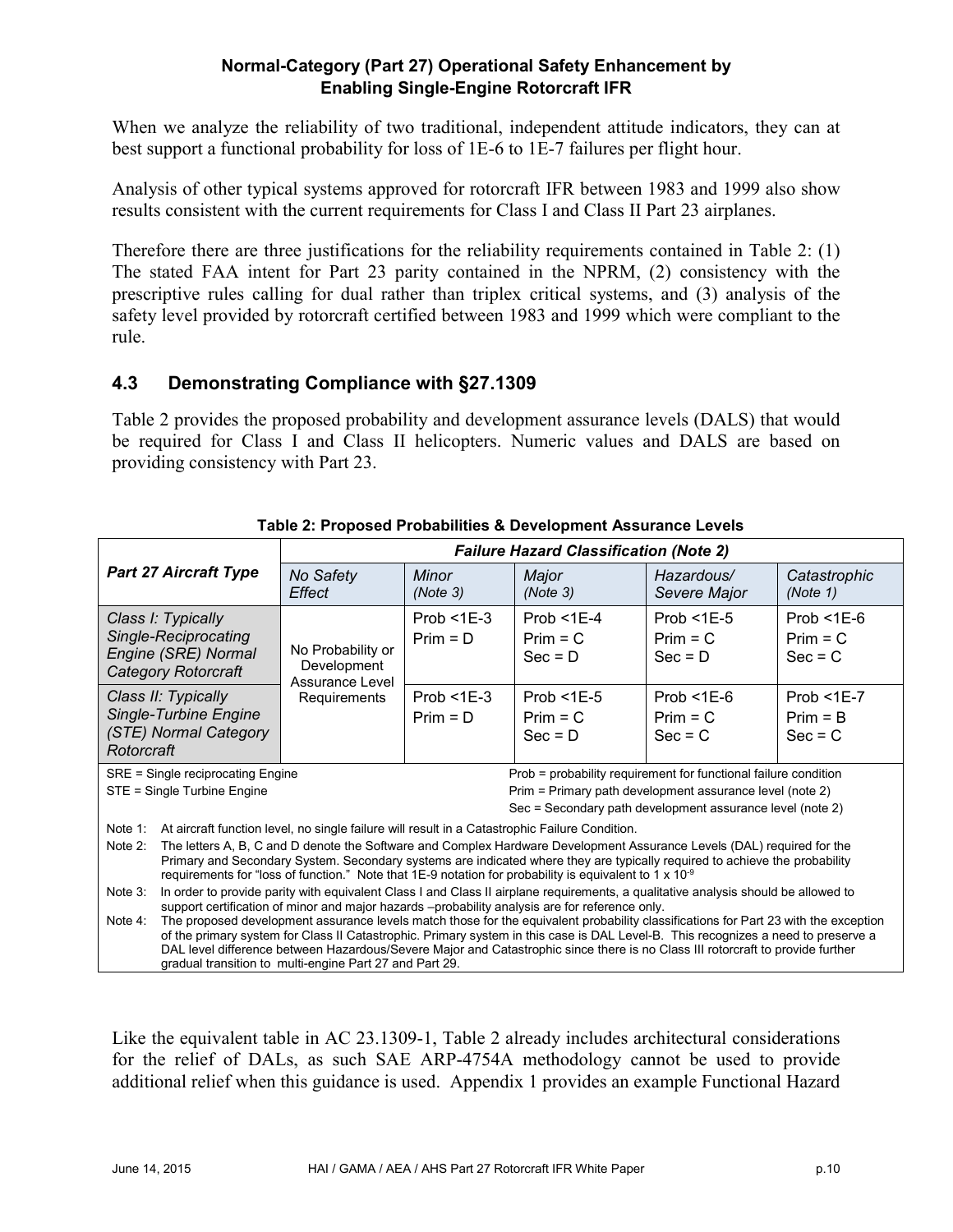When we analyze the reliability of two traditional, independent attitude indicators, they can at best support a functional probability for loss of 1E-6 to 1E-7 failures per flight hour.

Analysis of other typical systems approved for rotorcraft IFR between 1983 and 1999 also show results consistent with the current requirements for Class I and Class II Part 23 airplanes.

Therefore there are three justifications for the reliability requirements contained in Table 2: (1) The stated FAA intent for Part 23 parity contained in the NPRM, (2) consistency with the prescriptive rules calling for dual rather than triplex critical systems, and (3) analysis of the safety level provided by rotorcraft certified between 1983 and 1999 which were compliant to the rule.

## 4.3 Demonstrating Compliance with §27.1309

Table 2 provides the proposed probability and development assurance levels (DALS) that would be required for Class I and Class II helicopters. Numeric values and DALS are based on providing consistency with Part 23.

**Table 2: Proposed Probabilities & Development Assurance Levels**

| ***Part 27 Aircraft Type*** | ***Failure Hazard Classification (Note 2)*** | | | | |
|---|---|---|---|---|---|
| | *No Safety Effect* | *Minor (Note 3)* | *Major (Note 3)* | *Hazardous/ Severe Major* | *Catastrophic (Note 1)* |
| *Class I: Typically Single-Reciprocating Engine (SRE) Normal Category Rotorcraft* | No Probability or Development Assurance Level Requirements | Prob <1E-3<br>Prim = D | Prob <1E-4<br>Prim = C<br>Sec = D | Prob <1E-5<br>Prim = C<br>Sec = D | Prob <1E-6<br>Prim = C<br>Sec = C |
| *Class II: Typically Single-Turbine Engine (STE) Normal Category Rotorcraft* | No Probability or Development Assurance Level Requirements | Prob <1E-3<br>Prim = D | Prob <1E-5<br>Prim = C<br>Sec = D | Prob <1E-6<br>Prim = C<br>Sec = C | Prob <1E-7<br>Prim = B<br>Sec = C |

SRE = Single reciprocating Engine
STE = Single Turbine Engine

Prob = probability requirement for functional failure condition
Prim = Primary path development assurance level (note 2)
Sec = Secondary path development assurance level (note 2)

Note 1: At aircraft function level, no single failure will result in a Catastrophic Failure Condition.

Note 2: The letters A, B, C and D denote the Software and Complex Hardware Development Assurance Levels (DAL) required for the Primary and Secondary System. Secondary systems are indicated where they are typically required to achieve the probability requirements for "loss of function." Note that 1E-9 notation for probability is equivalent to $1 \times 10^{-9}$

Note 3: In order to provide parity with equivalent Class I and Class II airplane requirements, a qualitative analysis should be allowed to support certification of minor and major hazards –probability analysis are for reference only.

Note 4: The proposed development assurance levels match those for the equivalent probability classifications for Part 23 with the exception of the primary system for Class II Catastrophic. Primary system in this case is DAL Level-B. This recognizes a need to preserve a DAL level difference between Hazardous/Severe Major and Catastrophic since there is no Class III rotorcraft to provide further gradual transition to multi-engine Part 27 and Part 29.

Like the equivalent table in AC 23.1309-1, Table 2 already includes architectural considerations for the relief of DALs, as such SAE ARP-4754A methodology cannot be used to provide additional relief when this guidance is used. Appendix 1 provides an example Functional Hazard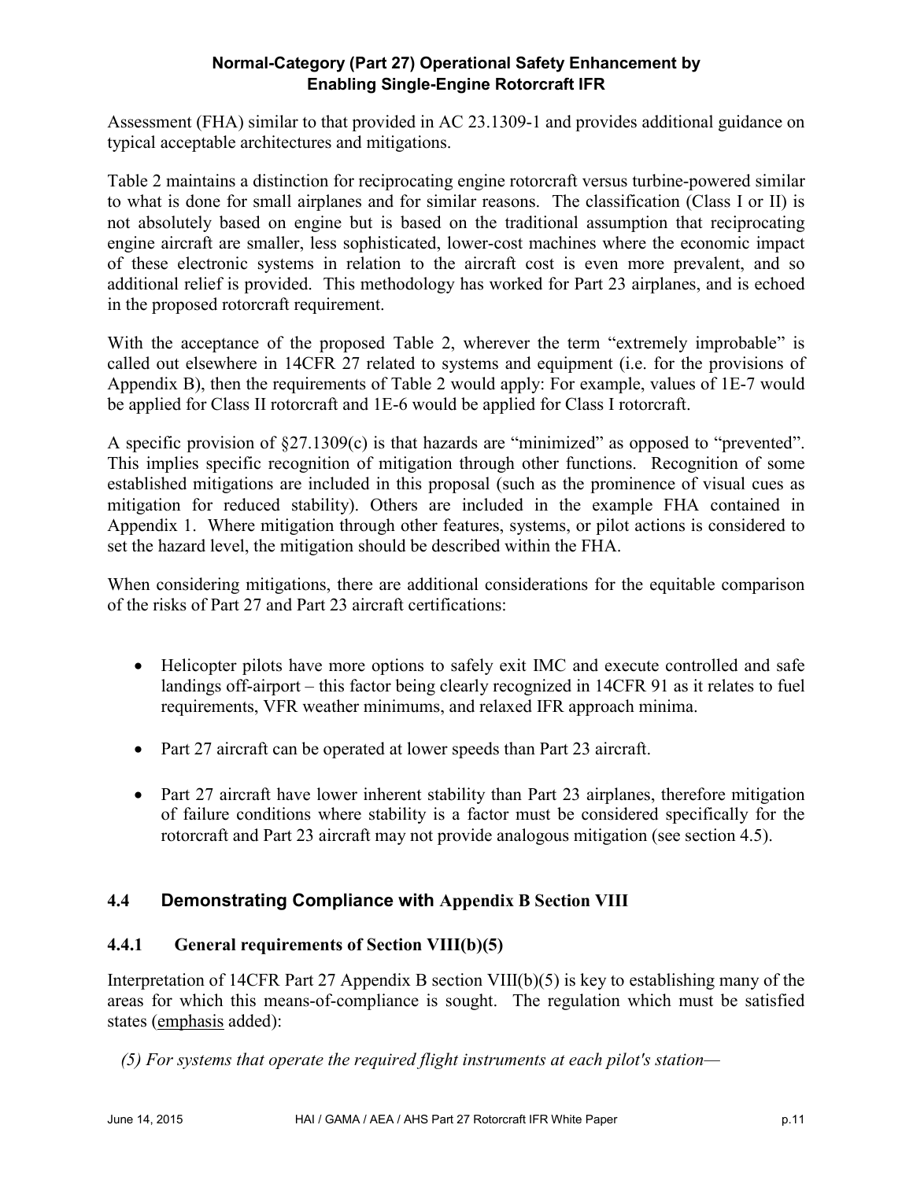Assessment (FHA) similar to that provided in AC 23.1309-1 and provides additional guidance on typical acceptable architectures and mitigations.

Table 2 maintains a distinction for reciprocating engine rotorcraft versus turbine-powered similar to what is done for small airplanes and for similar reasons. The classification (Class I or II) is not absolutely based on engine but is based on the traditional assumption that reciprocating engine aircraft are smaller, less sophisticated, lower-cost machines where the economic impact of these electronic systems in relation to the aircraft cost is even more prevalent, and so additional relief is provided. This methodology has worked for Part 23 airplanes, and is echoed in the proposed rotorcraft requirement.

With the acceptance of the proposed Table 2, wherever the term "extremely improbable" is called out elsewhere in 14CFR 27 related to systems and equipment (i.e. for the provisions of Appendix B), then the requirements of Table 2 would apply: For example, values of 1E-7 would be applied for Class II rotorcraft and 1E-6 would be applied for Class I rotorcraft.

A specific provision of §27.1309(c) is that hazards are "minimized" as opposed to "prevented". This implies specific recognition of mitigation through other functions. Recognition of some established mitigations are included in this proposal (such as the prominence of visual cues as mitigation for reduced stability). Others are included in the example FHA contained in Appendix 1. Where mitigation through other features, systems, or pilot actions is considered to set the hazard level, the mitigation should be described within the FHA.

When considering mitigations, there are additional considerations for the equitable comparison of the risks of Part 27 and Part 23 aircraft certifications:

- Helicopter pilots have more options to safely exit IMC and execute controlled and safe landings off-airport – this factor being clearly recognized in 14CFR 91 as it relates to fuel requirements, VFR weather minimums, and relaxed IFR approach minima.
- Part 27 aircraft can be operated at lower speeds than Part 23 aircraft.
- Part 27 aircraft have lower inherent stability than Part 23 airplanes, therefore mitigation of failure conditions where stability is a factor must be considered specifically for the rotorcraft and Part 23 aircraft may not provide analogous mitigation (see section 4.5).

## 4.4 Demonstrating Compliance with Appendix B Section VIII

### 4.4.1 General requirements of Section VIII(b)(5)

Interpretation of 14CFR Part 27 Appendix B section VIII(b)(5) is key to establishing many of the areas for which this means-of-compliance is sought. The regulation which must be satisfied states (emphasis added):

*(5) For systems that operate the required flight instruments at each pilot's station—*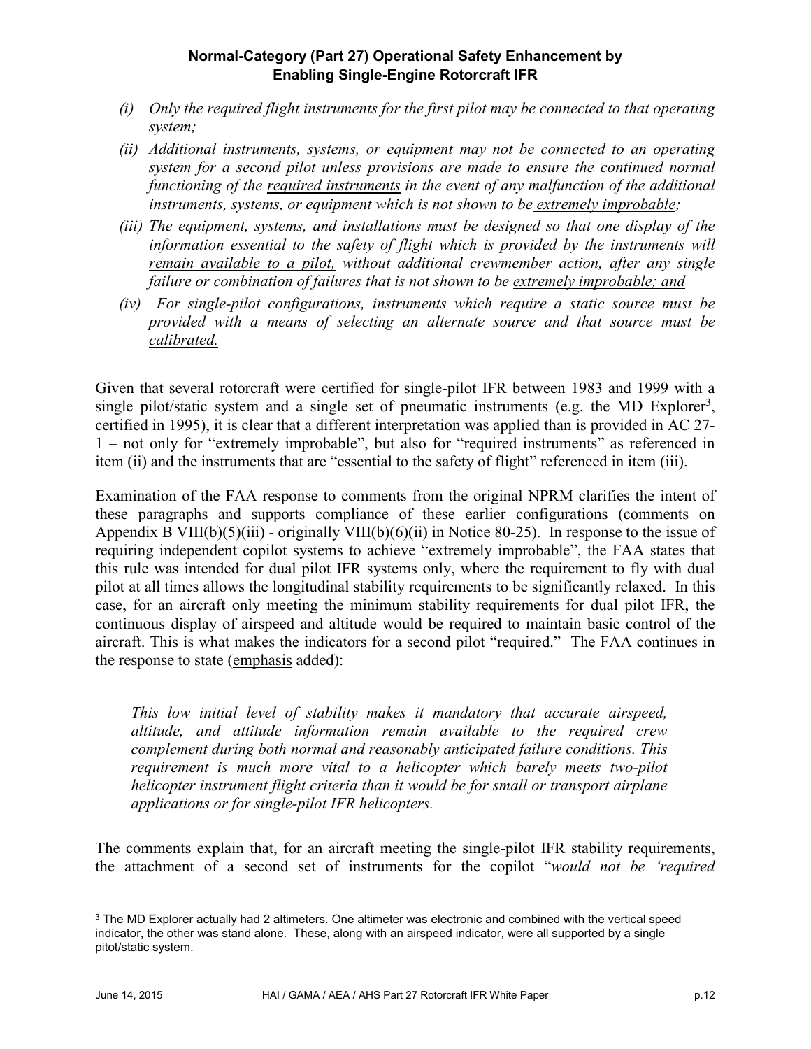*(i) Only the required flight instruments for the first pilot may be connected to that operating system;*

*(ii) Additional instruments, systems, or equipment may not be connected to an operating system for a second pilot unless provisions are made to ensure the continued normal functioning of the <u>required instruments</u> in the event of any malfunction of the additional instruments, systems, or equipment which is not shown to be <u>extremely improbable</u>;*

*(iii) The equipment, systems, and installations must be designed so that one display of the information <u>essential to the safety</u> of flight which is provided by the instruments will <u>remain available to a pilot,</u> without additional crewmember action, after any single failure or combination of failures that is not shown to be <u>extremely improbable; and</u>*

*(iv) <u>For single-pilot configurations, instruments which require a static source must be provided with a means of selecting an alternate source and that source must be calibrated.</u>*

Given that several rotorcraft were certified for single-pilot IFR between 1983 and 1999 with a single pilot/static system and a single set of pneumatic instruments (e.g. the MD Explorer[3], certified in 1995), it is clear that a different interpretation was applied than is provided in AC 27-1 – not only for "extremely improbable", but also for "required instruments" as referenced in item (ii) and the instruments that are "essential to the safety of flight" referenced in item (iii).

Examination of the FAA response to comments from the original NPRM clarifies the intent of these paragraphs and supports compliance of these earlier configurations (comments on Appendix B VIII(b)(5)(iii) - originally VIII(b)(6)(ii) in Notice 80-25). In response to the issue of requiring independent copilot systems to achieve "extremely improbable", the FAA states that this rule was intended <u>for dual pilot IFR systems only,</u> where the requirement to fly with dual pilot at all times allows the longitudinal stability requirements to be significantly relaxed. In this case, for an aircraft only meeting the minimum stability requirements for dual pilot IFR, the continuous display of airspeed and altitude would be required to maintain basic control of the aircraft. This is what makes the indicators for a second pilot "required." The FAA continues in the response to state (<u>emphasis</u> added):

> *This low initial level of stability makes it mandatory that accurate airspeed, altitude, and attitude information remain available to the required crew complement during both normal and reasonably anticipated failure conditions. This requirement is much more vital to a helicopter which barely meets two-pilot helicopter instrument flight criteria than it would be for small or transport airplane applications <u>or for single-pilot IFR helicopters</u>.*

The comments explain that, for an aircraft meeting the single-pilot IFR stability requirements, the attachment of a second set of instruments for the copilot "*would not be 'required*

---

[3] The MD Explorer actually had 2 altimeters. One altimeter was electronic and combined with the vertical speed indicator, the other was stand alone. These, along with an airspeed indicator, were all supported by a single pitot/static system.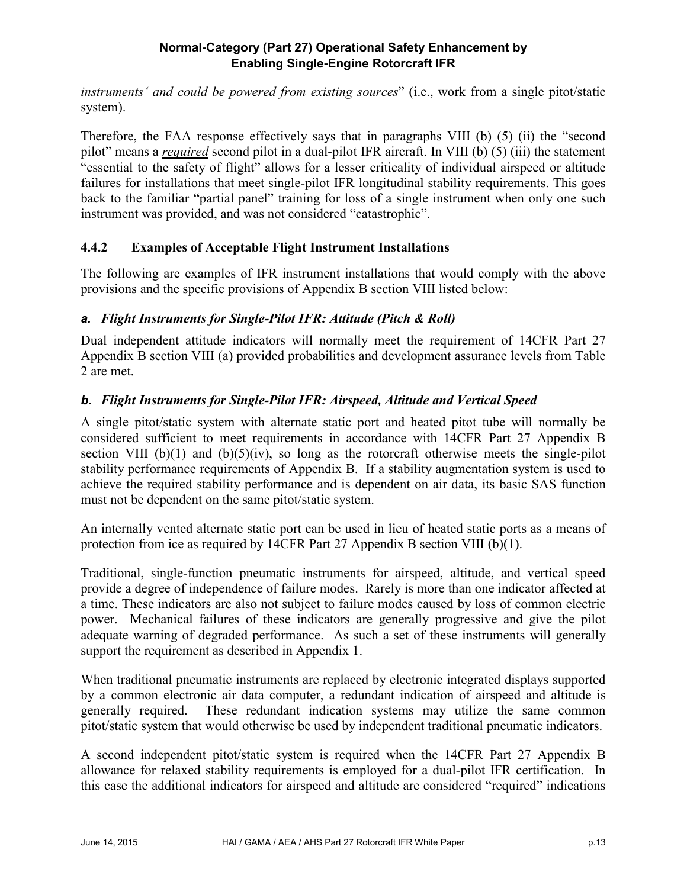*instruments' and could be powered from existing sources*" (i.e., work from a single pitot/static system).

Therefore, the FAA response effectively says that in paragraphs VIII (b) (5) (ii) the "second pilot" means a ***required*** second pilot in a dual-pilot IFR aircraft. In VIII (b) (5) (iii) the statement "essential to the safety of flight" allows for a lesser criticality of individual airspeed or altitude failures for installations that meet single-pilot IFR longitudinal stability requirements. This goes back to the familiar "partial panel" training for loss of a single instrument when only one such instrument was provided, and was not considered "catastrophic".

### 4.4.2 Examples of Acceptable Flight Instrument Installations

The following are examples of IFR instrument installations that would comply with the above provisions and the specific provisions of Appendix B section VIII listed below:

#### *a. Flight Instruments for Single-Pilot IFR: Attitude (Pitch & Roll)*

Dual independent attitude indicators will normally meet the requirement of 14CFR Part 27 Appendix B section VIII (a) provided probabilities and development assurance levels from Table 2 are met.

#### *b. Flight Instruments for Single-Pilot IFR: Airspeed, Altitude and Vertical Speed*

A single pitot/static system with alternate static port and heated pitot tube will normally be considered sufficient to meet requirements in accordance with 14CFR Part 27 Appendix B section VIII (b)(1) and (b)(5)(iv), so long as the rotorcraft otherwise meets the single-pilot stability performance requirements of Appendix B. If a stability augmentation system is used to achieve the required stability performance and is dependent on air data, its basic SAS function must not be dependent on the same pitot/static system.

An internally vented alternate static port can be used in lieu of heated static ports as a means of protection from ice as required by 14CFR Part 27 Appendix B section VIII (b)(1).

Traditional, single-function pneumatic instruments for airspeed, altitude, and vertical speed provide a degree of independence of failure modes. Rarely is more than one indicator affected at a time. These indicators are also not subject to failure modes caused by loss of common electric power. Mechanical failures of these indicators are generally progressive and give the pilot adequate warning of degraded performance. As such a set of these instruments will generally support the requirement as described in Appendix 1.

When traditional pneumatic instruments are replaced by electronic integrated displays supported by a common electronic air data computer, a redundant indication of airspeed and altitude is generally required. These redundant indication systems may utilize the same common pitot/static system that would otherwise be used by independent traditional pneumatic indicators.

A second independent pitot/static system is required when the 14CFR Part 27 Appendix B allowance for relaxed stability requirements is employed for a dual-pilot IFR certification. In this case the additional indicators for airspeed and altitude are considered "required" indications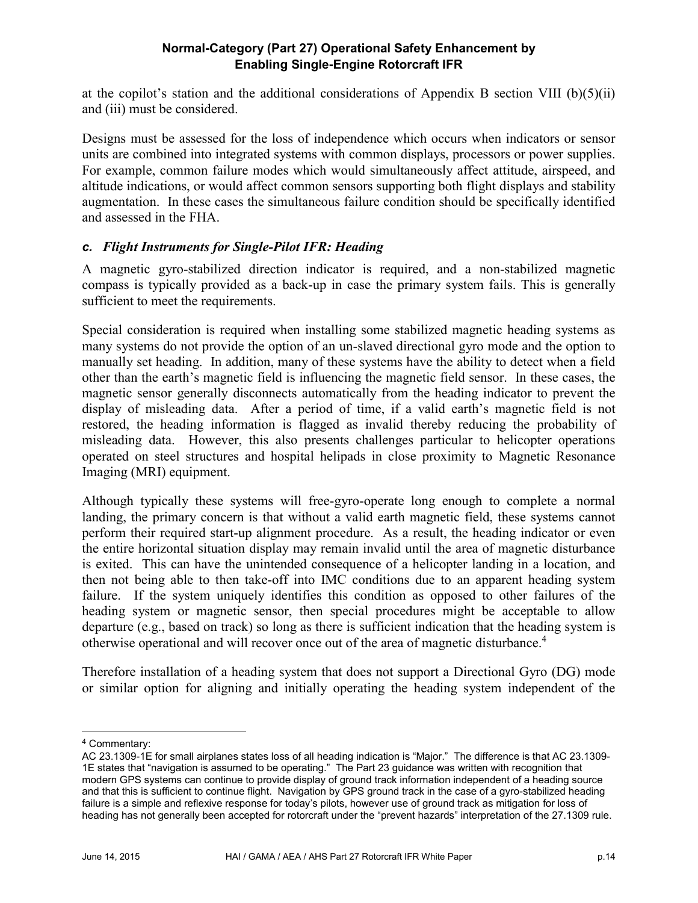at the copilot's station and the additional considerations of Appendix B section VIII (b)(5)(ii) and (iii) must be considered.

Designs must be assessed for the loss of independence which occurs when indicators or sensor units are combined into integrated systems with common displays, processors or power supplies. For example, common failure modes which would simultaneously affect attitude, airspeed, and altitude indications, or would affect common sensors supporting both flight displays and stability augmentation. In these cases the simultaneous failure condition should be specifically identified and assessed in the FHA.

### *c. Flight Instruments for Single-Pilot IFR: Heading*

A magnetic gyro-stabilized direction indicator is required, and a non-stabilized magnetic compass is typically provided as a back-up in case the primary system fails. This is generally sufficient to meet the requirements.

Special consideration is required when installing some stabilized magnetic heading systems as many systems do not provide the option of an un-slaved directional gyro mode and the option to manually set heading. In addition, many of these systems have the ability to detect when a field other than the earth's magnetic field is influencing the magnetic field sensor. In these cases, the magnetic sensor generally disconnects automatically from the heading indicator to prevent the display of misleading data. After a period of time, if a valid earth's magnetic field is not restored, the heading information is flagged as invalid thereby reducing the probability of misleading data. However, this also presents challenges particular to helicopter operations operated on steel structures and hospital helipads in close proximity to Magnetic Resonance Imaging (MRI) equipment.

Although typically these systems will free-gyro-operate long enough to complete a normal landing, the primary concern is that without a valid earth magnetic field, these systems cannot perform their required start-up alignment procedure. As a result, the heading indicator or even the entire horizontal situation display may remain invalid until the area of magnetic disturbance is exited. This can have the unintended consequence of a helicopter landing in a location, and then not being able to then take-off into IMC conditions due to an apparent heading system failure. If the system uniquely identifies this condition as opposed to other failures of the heading system or magnetic sensor, then special procedures might be acceptable to allow departure (e.g., based on track) so long as there is sufficient indication that the heading system is otherwise operational and will recover once out of the area of magnetic disturbance.[4]

Therefore installation of a heading system that does not support a Directional Gyro (DG) mode or similar option for aligning and initially operating the heading system independent of the

---

[4] Commentary:
AC 23.1309-1E for small airplanes states loss of all heading indication is "Major." The difference is that AC 23.1309-1E states that "navigation is assumed to be operating." The Part 23 guidance was written with recognition that modern GPS systems can continue to provide display of ground track information independent of a heading source and that this is sufficient to continue flight. Navigation by GPS ground track in the case of a gyro-stabilized heading failure is a simple and reflexive response for today's pilots, however use of ground track as mitigation for loss of heading has not generally been accepted for rotorcraft under the "prevent hazards" interpretation of the 27.1309 rule.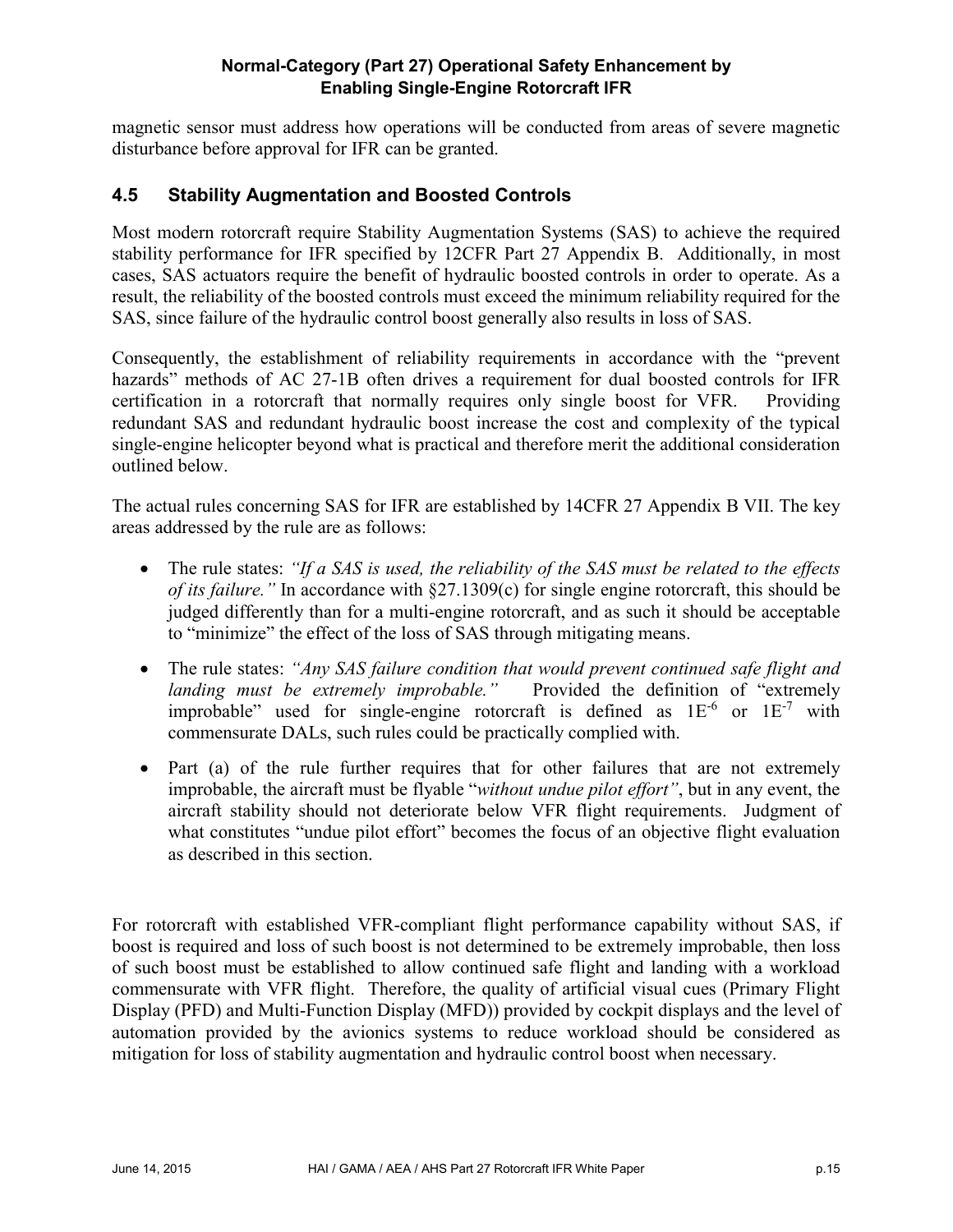magnetic sensor must address how operations will be conducted from areas of severe magnetic disturbance before approval for IFR can be granted.

## 4.5 Stability Augmentation and Boosted Controls

Most modern rotorcraft require Stability Augmentation Systems (SAS) to achieve the required stability performance for IFR specified by 12CFR Part 27 Appendix B. Additionally, in most cases, SAS actuators require the benefit of hydraulic boosted controls in order to operate. As a result, the reliability of the boosted controls must exceed the minimum reliability required for the SAS, since failure of the hydraulic control boost generally also results in loss of SAS.

Consequently, the establishment of reliability requirements in accordance with the "prevent hazards" methods of AC 27-1B often drives a requirement for dual boosted controls for IFR certification in a rotorcraft that normally requires only single boost for VFR. Providing redundant SAS and redundant hydraulic boost increase the cost and complexity of the typical single-engine helicopter beyond what is practical and therefore merit the additional consideration outlined below.

The actual rules concerning SAS for IFR are established by 14CFR 27 Appendix B VII. The key areas addressed by the rule are as follows:

- The rule states: *"If a SAS is used, the reliability of the SAS must be related to the effects of its failure."* In accordance with §27.1309(c) for single engine rotorcraft, this should be judged differently than for a multi-engine rotorcraft, and as such it should be acceptable to "minimize" the effect of the loss of SAS through mitigating means.
- The rule states: *"Any SAS failure condition that would prevent continued safe flight and landing must be extremely improbable."* Provided the definition of "extremely improbable" used for single-engine rotorcraft is defined as $1E^{-6}$ or $1E^{-7}$ with commensurate DALs, such rules could be practically complied with.
- Part (a) of the rule further requires that for other failures that are not extremely improbable, the aircraft must be flyable "*without undue pilot effort"*, but in any event, the aircraft stability should not deteriorate below VFR flight requirements. Judgment of what constitutes "undue pilot effort" becomes the focus of an objective flight evaluation as described in this section.

For rotorcraft with established VFR-compliant flight performance capability without SAS, if boost is required and loss of such boost is not determined to be extremely improbable, then loss of such boost must be established to allow continued safe flight and landing with a workload commensurate with VFR flight. Therefore, the quality of artificial visual cues (Primary Flight Display (PFD) and Multi-Function Display (MFD)) provided by cockpit displays and the level of automation provided by the avionics systems to reduce workload should be considered as mitigation for loss of stability augmentation and hydraulic control boost when necessary.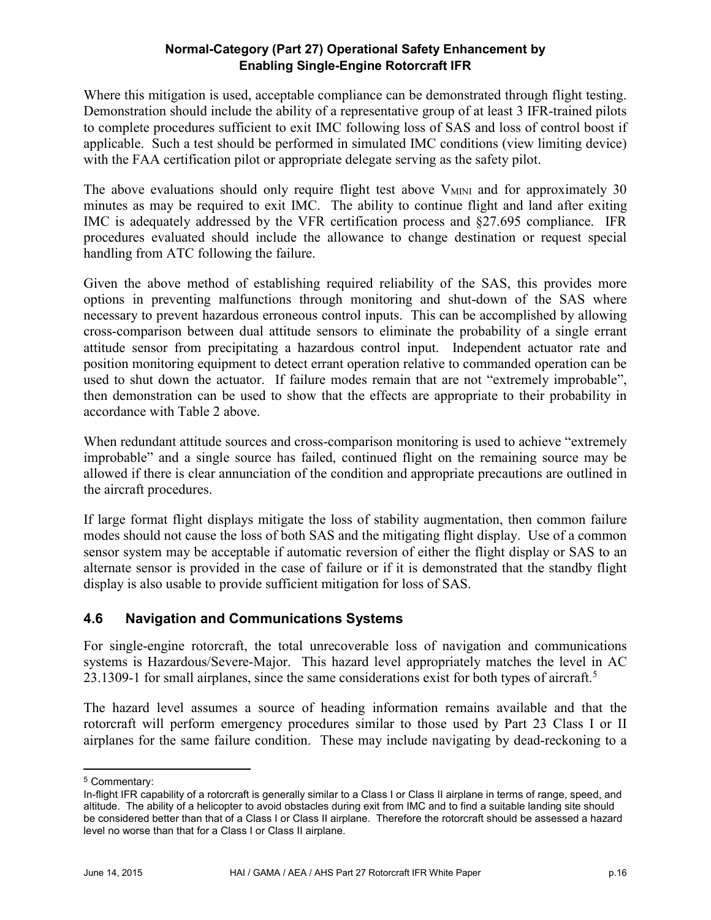Where this mitigation is used, acceptable compliance can be demonstrated through flight testing. Demonstration should include the ability of a representative group of at least 3 IFR-trained pilots to complete procedures sufficient to exit IMC following loss of SAS and loss of control boost if applicable. Such a test should be performed in simulated IMC conditions (view limiting device) with the FAA certification pilot or appropriate delegate serving as the safety pilot.

The above evaluations should only require flight test above $V_{MINI}$ and for approximately 30 minutes as may be required to exit IMC. The ability to continue flight and land after exiting IMC is adequately addressed by the VFR certification process and §27.695 compliance. IFR procedures evaluated should include the allowance to change destination or request special handling from ATC following the failure.

Given the above method of establishing required reliability of the SAS, this provides more options in preventing malfunctions through monitoring and shut-down of the SAS where necessary to prevent hazardous erroneous control inputs. This can be accomplished by allowing cross-comparison between dual attitude sensors to eliminate the probability of a single errant attitude sensor from precipitating a hazardous control input. Independent actuator rate and position monitoring equipment to detect errant operation relative to commanded operation can be used to shut down the actuator. If failure modes remain that are not "extremely improbable", then demonstration can be used to show that the effects are appropriate to their probability in accordance with Table 2 above.

When redundant attitude sources and cross-comparison monitoring is used to achieve "extremely improbable" and a single source has failed, continued flight on the remaining source may be allowed if there is clear annunciation of the condition and appropriate precautions are outlined in the aircraft procedures.

If large format flight displays mitigate the loss of stability augmentation, then common failure modes should not cause the loss of both SAS and the mitigating flight display. Use of a common sensor system may be acceptable if automatic reversion of either the flight display or SAS to an alternate sensor is provided in the case of failure or if it is demonstrated that the standby flight display is also usable to provide sufficient mitigation for loss of SAS.

## 4.6 Navigation and Communications Systems

For single-engine rotorcraft, the total unrecoverable loss of navigation and communications systems is Hazardous/Severe-Major. This hazard level appropriately matches the level in AC 23.1309-1 for small airplanes, since the same considerations exist for both types of aircraft.[5]

The hazard level assumes a source of heading information remains available and that the rotorcraft will perform emergency procedures similar to those used by Part 23 Class I or II airplanes for the same failure condition. These may include navigating by dead-reckoning to a

[5] Commentary:
In-flight IFR capability of a rotorcraft is generally similar to a Class I or Class II airplane in terms of range, speed, and altitude. The ability of a helicopter to avoid obstacles during exit from IMC and to find a suitable landing site should be considered better than that of a Class I or Class II airplane. Therefore the rotorcraft should be assessed a hazard level no worse than that for a Class I or Class II airplane.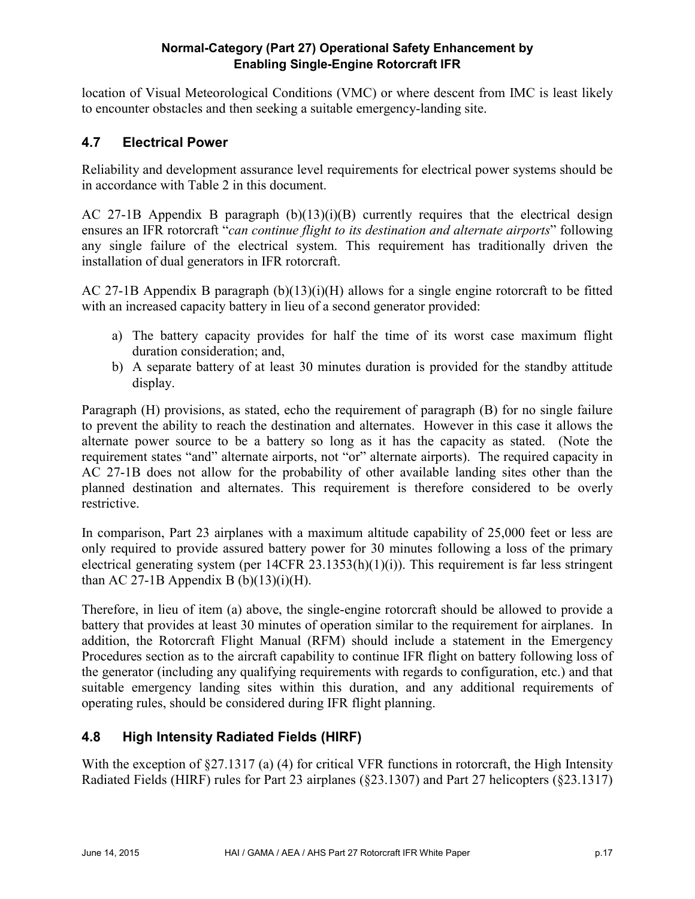location of Visual Meteorological Conditions (VMC) or where descent from IMC is least likely to encounter obstacles and then seeking a suitable emergency-landing site.

## 4.7 Electrical Power

Reliability and development assurance level requirements for electrical power systems should be in accordance with Table 2 in this document.

AC 27-1B Appendix B paragraph (b)(13)(i)(B) currently requires that the electrical design ensures an IFR rotorcraft "*can continue flight to its destination and alternate airports*" following any single failure of the electrical system. This requirement has traditionally driven the installation of dual generators in IFR rotorcraft.

AC 27-1B Appendix B paragraph (b)(13)(i)(H) allows for a single engine rotorcraft to be fitted with an increased capacity battery in lieu of a second generator provided:

a) The battery capacity provides for half the time of its worst case maximum flight duration consideration; and,
b) A separate battery of at least 30 minutes duration is provided for the standby attitude display.

Paragraph (H) provisions, as stated, echo the requirement of paragraph (B) for no single failure to prevent the ability to reach the destination and alternates. However in this case it allows the alternate power source to be a battery so long as it has the capacity as stated. (Note the requirement states "and" alternate airports, not "or" alternate airports). The required capacity in AC 27-1B does not allow for the probability of other available landing sites other than the planned destination and alternates. This requirement is therefore considered to be overly restrictive.

In comparison, Part 23 airplanes with a maximum altitude capability of 25,000 feet or less are only required to provide assured battery power for 30 minutes following a loss of the primary electrical generating system (per 14CFR 23.1353(h)(1)(i)). This requirement is far less stringent than AC 27-1B Appendix B (b)(13)(i)(H).

Therefore, in lieu of item (a) above, the single-engine rotorcraft should be allowed to provide a battery that provides at least 30 minutes of operation similar to the requirement for airplanes. In addition, the Rotorcraft Flight Manual (RFM) should include a statement in the Emergency Procedures section as to the aircraft capability to continue IFR flight on battery following loss of the generator (including any qualifying requirements with regards to configuration, etc.) and that suitable emergency landing sites within this duration, and any additional requirements of operating rules, should be considered during IFR flight planning.

## 4.8 High Intensity Radiated Fields (HIRF)

With the exception of §27.1317 (a) (4) for critical VFR functions in rotorcraft, the High Intensity Radiated Fields (HIRF) rules for Part 23 airplanes (§23.1307) and Part 27 helicopters (§23.1317)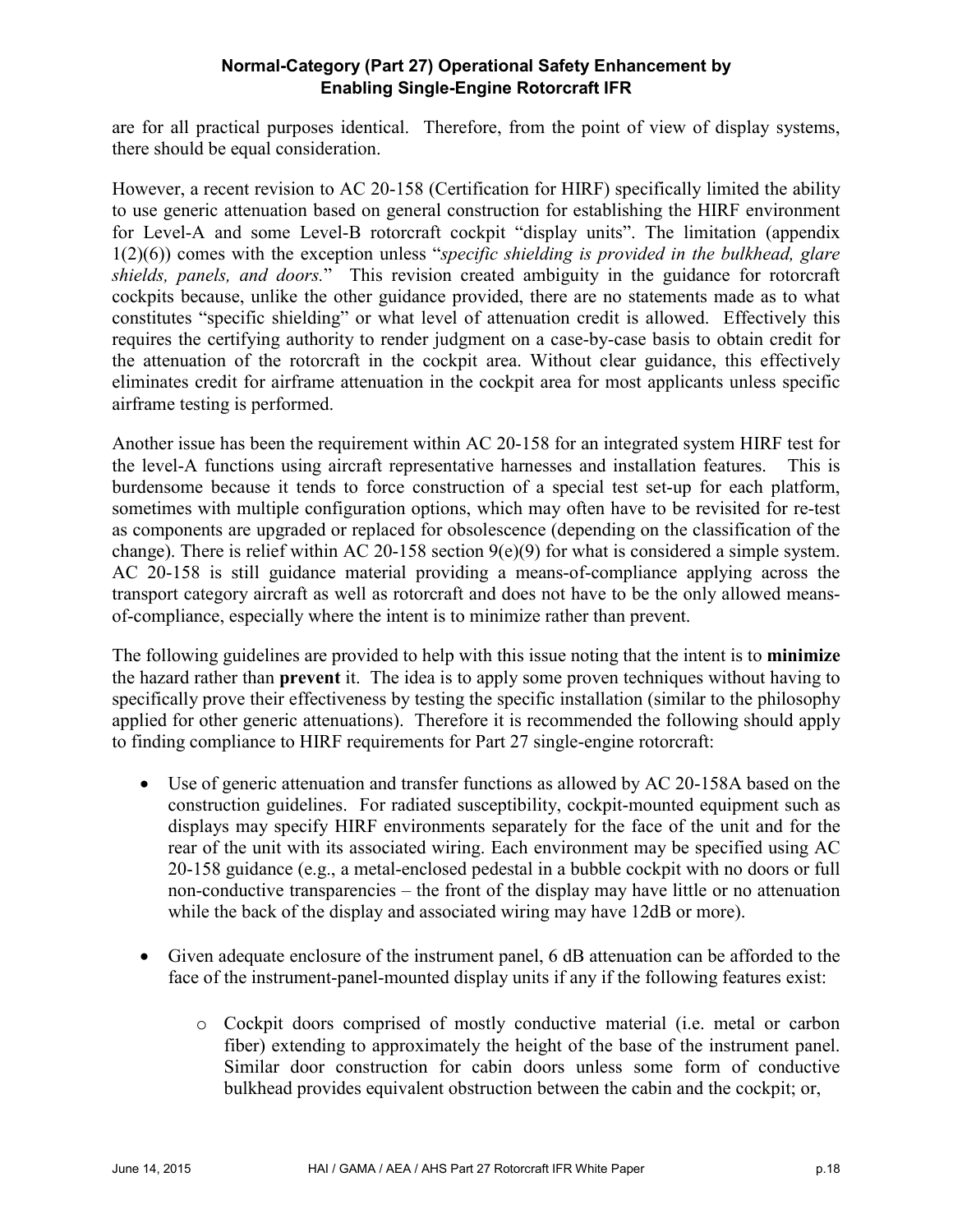are for all practical purposes identical. Therefore, from the point of view of display systems, there should be equal consideration.

However, a recent revision to AC 20-158 (Certification for HIRF) specifically limited the ability to use generic attenuation based on general construction for establishing the HIRF environment for Level-A and some Level-B rotorcraft cockpit "display units". The limitation (appendix 1(2)(6)) comes with the exception unless "*specific shielding is provided in the bulkhead, glare shields, panels, and doors.*" This revision created ambiguity in the guidance for rotorcraft cockpits because, unlike the other guidance provided, there are no statements made as to what constitutes "specific shielding" or what level of attenuation credit is allowed. Effectively this requires the certifying authority to render judgment on a case-by-case basis to obtain credit for the attenuation of the rotorcraft in the cockpit area. Without clear guidance, this effectively eliminates credit for airframe attenuation in the cockpit area for most applicants unless specific airframe testing is performed.

Another issue has been the requirement within AC 20-158 for an integrated system HIRF test for the level-A functions using aircraft representative harnesses and installation features. This is burdensome because it tends to force construction of a special test set-up for each platform, sometimes with multiple configuration options, which may often have to be revisited for re-test as components are upgraded or replaced for obsolescence (depending on the classification of the change). There is relief within AC 20-158 section 9(e)(9) for what is considered a simple system. AC 20-158 is still guidance material providing a means-of-compliance applying across the transport category aircraft as well as rotorcraft and does not have to be the only allowed means-of-compliance, especially where the intent is to minimize rather than prevent.

The following guidelines are provided to help with this issue noting that the intent is to **minimize** the hazard rather than **prevent** it. The idea is to apply some proven techniques without having to specifically prove their effectiveness by testing the specific installation (similar to the philosophy applied for other generic attenuations). Therefore it is recommended the following should apply to finding compliance to HIRF requirements for Part 27 single-engine rotorcraft:

- Use of generic attenuation and transfer functions as allowed by AC 20-158A based on the construction guidelines. For radiated susceptibility, cockpit-mounted equipment such as displays may specify HIRF environments separately for the face of the unit and for the rear of the unit with its associated wiring. Each environment may be specified using AC 20-158 guidance (e.g., a metal-enclosed pedestal in a bubble cockpit with no doors or full non-conductive transparencies – the front of the display may have little or no attenuation while the back of the display and associated wiring may have 12dB or more).

- Given adequate enclosure of the instrument panel, 6 dB attenuation can be afforded to the face of the instrument-panel-mounted display units if any if the following features exist:

    - Cockpit doors comprised of mostly conductive material (i.e. metal or carbon fiber) extending to approximately the height of the base of the instrument panel. Similar door construction for cabin doors unless some form of conductive bulkhead provides equivalent obstruction between the cabin and the cockpit; or,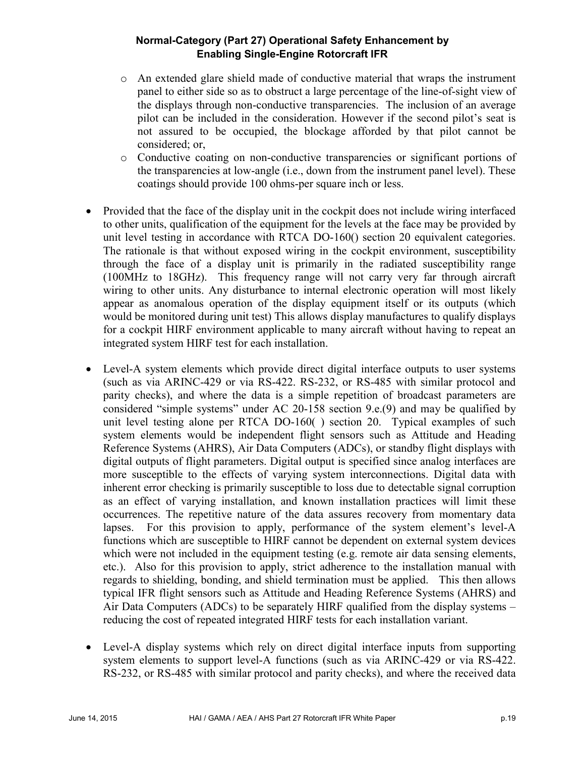- An extended glare shield made of conductive material that wraps the instrument panel to either side so as to obstruct a large percentage of the line-of-sight view of the displays through non-conductive transparencies. The inclusion of an average pilot can be included in the consideration. However if the second pilot's seat is not assured to be occupied, the blockage afforded by that pilot cannot be considered; or,
- Conductive coating on non-conductive transparencies or significant portions of the transparencies at low-angle (i.e., down from the instrument panel level). These coatings should provide 100 ohms-per square inch or less.

- Provided that the face of the display unit in the cockpit does not include wiring interfaced to other units, qualification of the equipment for the levels at the face may be provided by unit level testing in accordance with RTCA DO-160() section 20 equivalent categories. The rationale is that without exposed wiring in the cockpit environment, susceptibility through the face of a display unit is primarily in the radiated susceptibility range (100MHz to 18GHz). This frequency range will not carry very far through aircraft wiring to other units. Any disturbance to internal electronic operation will most likely appear as anomalous operation of the display equipment itself or its outputs (which would be monitored during unit test) This allows display manufactures to qualify displays for a cockpit HIRF environment applicable to many aircraft without having to repeat an integrated system HIRF test for each installation.

- Level-A system elements which provide direct digital interface outputs to user systems (such as via ARINC-429 or via RS-422. RS-232, or RS-485 with similar protocol and parity checks), and where the data is a simple repetition of broadcast parameters are considered "simple systems" under AC 20-158 section 9.e.(9) and may be qualified by unit level testing alone per RTCA DO-160( ) section 20. Typical examples of such system elements would be independent flight sensors such as Attitude and Heading Reference Systems (AHRS), Air Data Computers (ADCs), or standby flight displays with digital outputs of flight parameters. Digital output is specified since analog interfaces are more susceptible to the effects of varying system interconnections. Digital data with inherent error checking is primarily susceptible to loss due to detectable signal corruption as an effect of varying installation, and known installation practices will limit these occurrences. The repetitive nature of the data assures recovery from momentary data lapses. For this provision to apply, performance of the system element's level-A functions which are susceptible to HIRF cannot be dependent on external system devices which were not included in the equipment testing (e.g. remote air data sensing elements, etc.). Also for this provision to apply, strict adherence to the installation manual with regards to shielding, bonding, and shield termination must be applied. This then allows typical IFR flight sensors such as Attitude and Heading Reference Systems (AHRS) and Air Data Computers (ADCs) to be separately HIRF qualified from the display systems – reducing the cost of repeated integrated HIRF tests for each installation variant.

- Level-A display systems which rely on direct digital interface inputs from supporting system elements to support level-A functions (such as via ARINC-429 or via RS-422. RS-232, or RS-485 with similar protocol and parity checks), and where the received data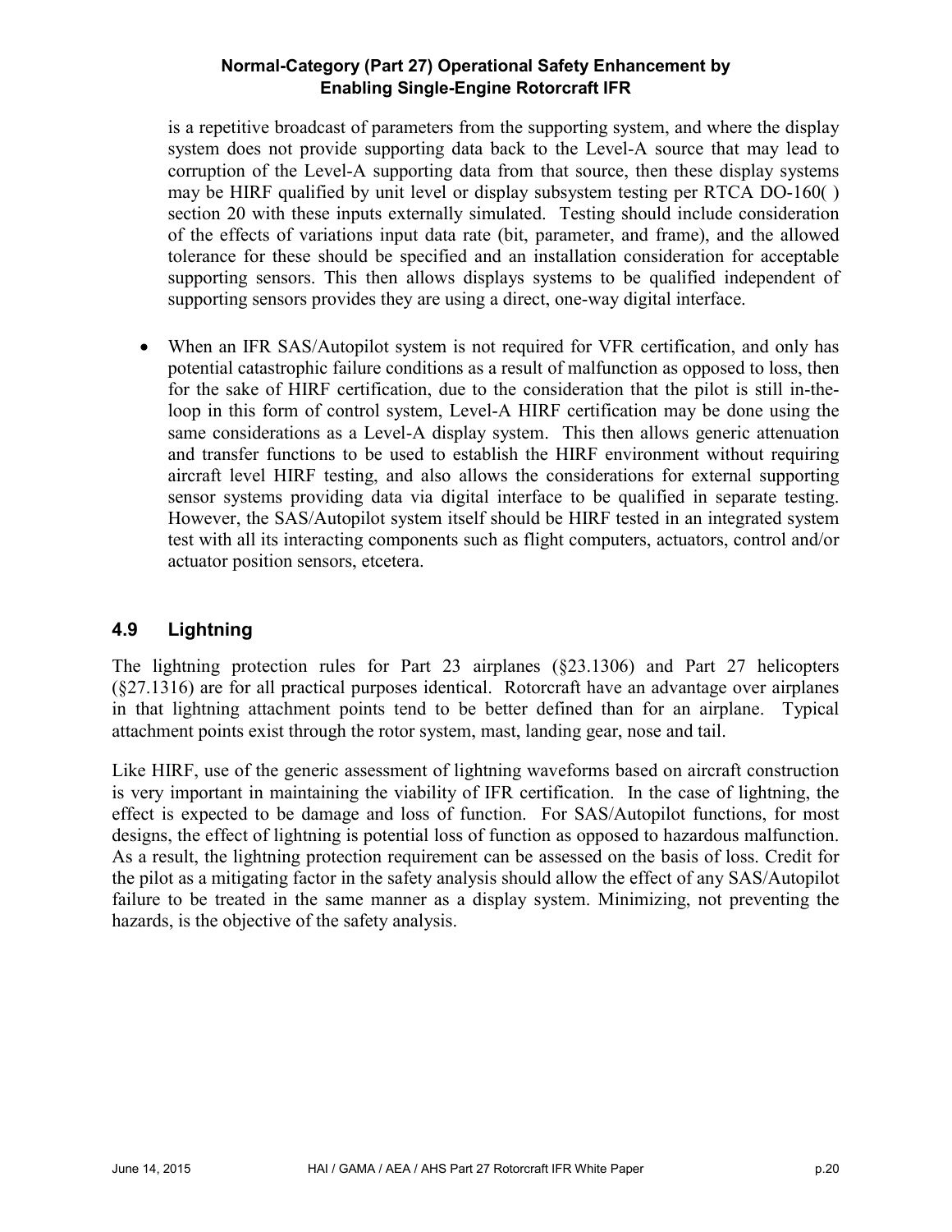is a repetitive broadcast of parameters from the supporting system, and where the display system does not provide supporting data back to the Level-A source that may lead to corruption of the Level-A supporting data from that source, then these display systems may be HIRF qualified by unit level or display subsystem testing per RTCA DO-160( ) section 20 with these inputs externally simulated. Testing should include consideration of the effects of variations input data rate (bit, parameter, and frame), and the allowed tolerance for these should be specified and an installation consideration for acceptable supporting sensors. This then allows displays systems to be qualified independent of supporting sensors provides they are using a direct, one-way digital interface.

- When an IFR SAS/Autopilot system is not required for VFR certification, and only has potential catastrophic failure conditions as a result of malfunction as opposed to loss, then for the sake of HIRF certification, due to the consideration that the pilot is still in-the-loop in this form of control system, Level-A HIRF certification may be done using the same considerations as a Level-A display system. This then allows generic attenuation and transfer functions to be used to establish the HIRF environment without requiring aircraft level HIRF testing, and also allows the considerations for external supporting sensor systems providing data via digital interface to be qualified in separate testing. However, the SAS/Autopilot system itself should be HIRF tested in an integrated system test with all its interacting components such as flight computers, actuators, control and/or actuator position sensors, etcetera.

## 4.9 Lightning

The lightning protection rules for Part 23 airplanes (§23.1306) and Part 27 helicopters (§27.1316) are for all practical purposes identical. Rotorcraft have an advantage over airplanes in that lightning attachment points tend to be better defined than for an airplane. Typical attachment points exist through the rotor system, mast, landing gear, nose and tail.

Like HIRF, use of the generic assessment of lightning waveforms based on aircraft construction is very important in maintaining the viability of IFR certification. In the case of lightning, the effect is expected to be damage and loss of function. For SAS/Autopilot functions, for most designs, the effect of lightning is potential loss of function as opposed to hazardous malfunction. As a result, the lightning protection requirement can be assessed on the basis of loss. Credit for the pilot as a mitigating factor in the safety analysis should allow the effect of any SAS/Autopilot failure to be treated in the same manner as a display system. Minimizing, not preventing the hazards, is the objective of the safety analysis.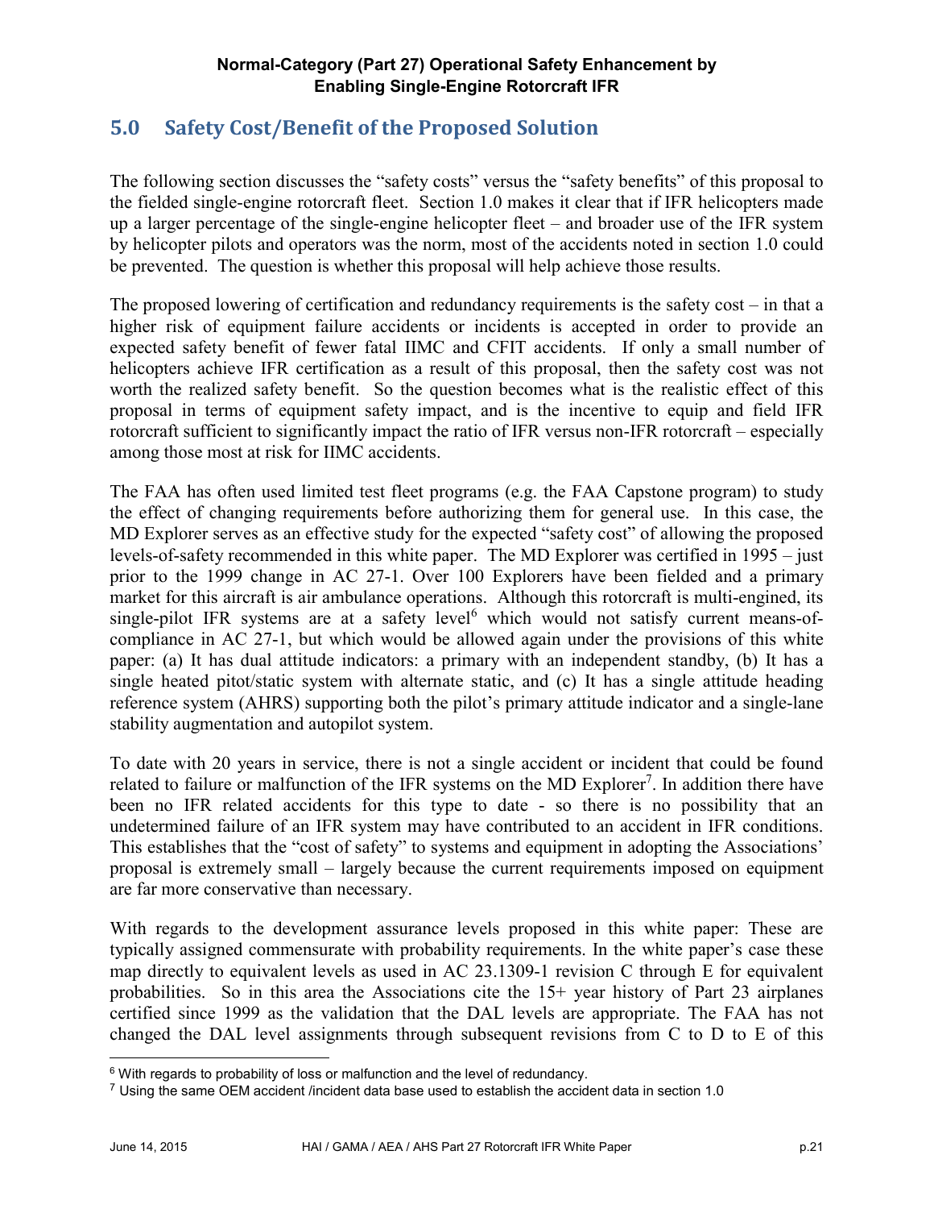## 5.0 Safety Cost/Benefit of the Proposed Solution

The following section discusses the "safety costs" versus the "safety benefits" of this proposal to the fielded single-engine rotorcraft fleet. Section 1.0 makes it clear that if IFR helicopters made up a larger percentage of the single-engine helicopter fleet – and broader use of the IFR system by helicopter pilots and operators was the norm, most of the accidents noted in section 1.0 could be prevented. The question is whether this proposal will help achieve those results.

The proposed lowering of certification and redundancy requirements is the safety cost – in that a higher risk of equipment failure accidents or incidents is accepted in order to provide an expected safety benefit of fewer fatal IIMC and CFIT accidents. If only a small number of helicopters achieve IFR certification as a result of this proposal, then the safety cost was not worth the realized safety benefit. So the question becomes what is the realistic effect of this proposal in terms of equipment safety impact, and is the incentive to equip and field IFR rotorcraft sufficient to significantly impact the ratio of IFR versus non-IFR rotorcraft – especially among those most at risk for IIMC accidents.

The FAA has often used limited test fleet programs (e.g. the FAA Capstone program) to study the effect of changing requirements before authorizing them for general use. In this case, the MD Explorer serves as an effective study for the expected "safety cost" of allowing the proposed levels-of-safety recommended in this white paper. The MD Explorer was certified in 1995 – just prior to the 1999 change in AC 27-1. Over 100 Explorers have been fielded and a primary market for this aircraft is air ambulance operations. Although this rotorcraft is multi-engined, its single-pilot IFR systems are at a safety level[6] which would not satisfy current means-of-compliance in AC 27-1, but which would be allowed again under the provisions of this white paper: (a) It has dual attitude indicators: a primary with an independent standby, (b) It has a single heated pitot/static system with alternate static, and (c) It has a single attitude heading reference system (AHRS) supporting both the pilot's primary attitude indicator and a single-lane stability augmentation and autopilot system.

To date with 20 years in service, there is not a single accident or incident that could be found related to failure or malfunction of the IFR systems on the MD Explorer[7]. In addition there have been no IFR related accidents for this type to date - so there is no possibility that an undetermined failure of an IFR system may have contributed to an accident in IFR conditions. This establishes that the "cost of safety" to systems and equipment in adopting the Associations' proposal is extremely small – largely because the current requirements imposed on equipment are far more conservative than necessary.

With regards to the development assurance levels proposed in this white paper: These are typically assigned commensurate with probability requirements. In the white paper's case these map directly to equivalent levels as used in AC 23.1309-1 revision C through E for equivalent probabilities. So in this area the Associations cite the 15+ year history of Part 23 airplanes certified since 1999 as the validation that the DAL levels are appropriate. The FAA has not changed the DAL level assignments through subsequent revisions from C to D to E of this

---

[6] With regards to probability of loss or malfunction and the level of redundancy.

[7] Using the same OEM accident /incident data base used to establish the accident data in section 1.0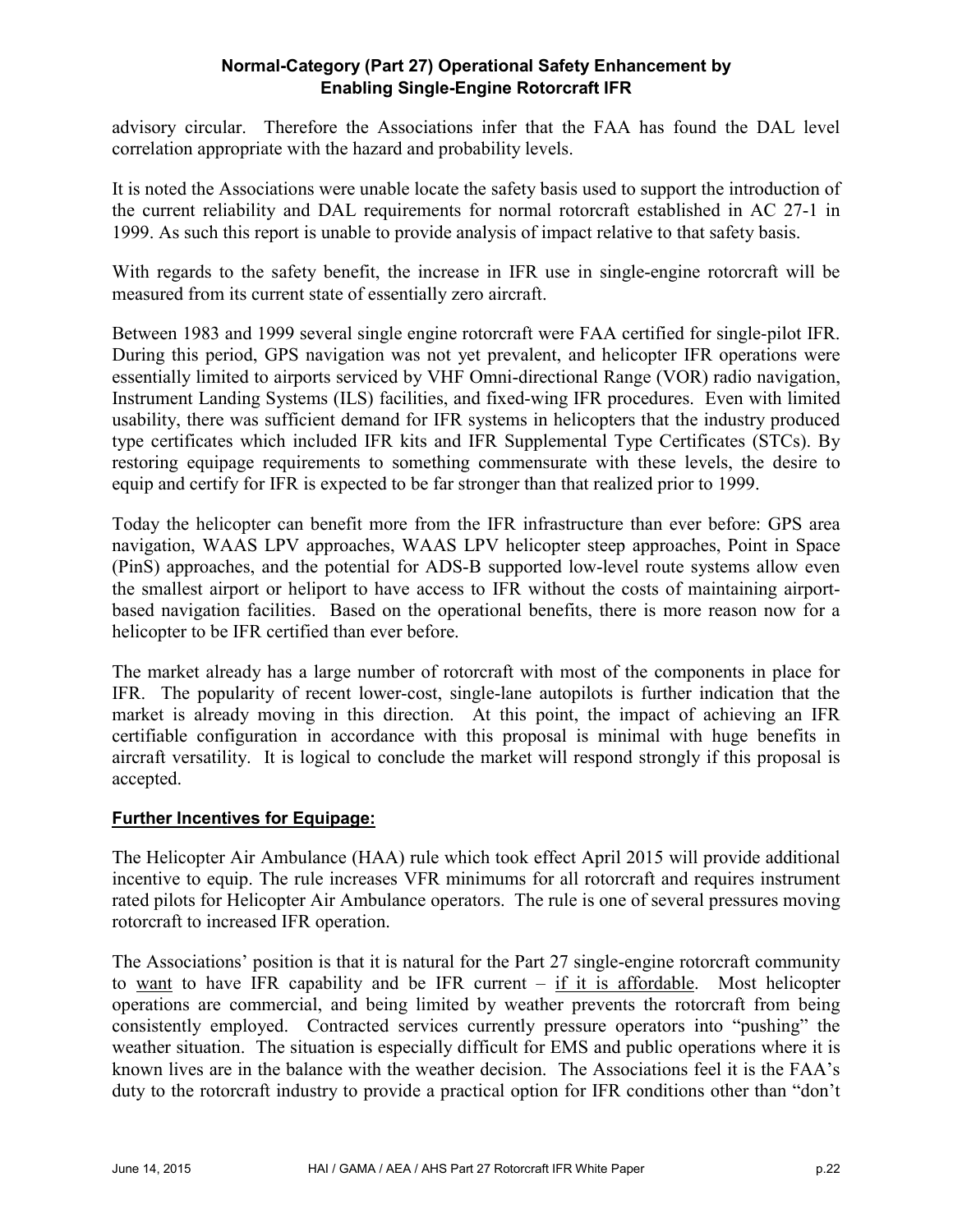advisory circular. Therefore the Associations infer that the FAA has found the DAL level correlation appropriate with the hazard and probability levels.

It is noted the Associations were unable locate the safety basis used to support the introduction of the current reliability and DAL requirements for normal rotorcraft established in AC 27-1 in 1999. As such this report is unable to provide analysis of impact relative to that safety basis.

With regards to the safety benefit, the increase in IFR use in single-engine rotorcraft will be measured from its current state of essentially zero aircraft.

Between 1983 and 1999 several single engine rotorcraft were FAA certified for single-pilot IFR. During this period, GPS navigation was not yet prevalent, and helicopter IFR operations were essentially limited to airports serviced by VHF Omni-directional Range (VOR) radio navigation, Instrument Landing Systems (ILS) facilities, and fixed-wing IFR procedures. Even with limited usability, there was sufficient demand for IFR systems in helicopters that the industry produced type certificates which included IFR kits and IFR Supplemental Type Certificates (STCs). By restoring equipage requirements to something commensurate with these levels, the desire to equip and certify for IFR is expected to be far stronger than that realized prior to 1999.

Today the helicopter can benefit more from the IFR infrastructure than ever before: GPS area navigation, WAAS LPV approaches, WAAS LPV helicopter steep approaches, Point in Space (PinS) approaches, and the potential for ADS-B supported low-level route systems allow even the smallest airport or heliport to have access to IFR without the costs of maintaining airport-based navigation facilities. Based on the operational benefits, there is more reason now for a helicopter to be IFR certified than ever before.

The market already has a large number of rotorcraft with most of the components in place for IFR. The popularity of recent lower-cost, single-lane autopilots is further indication that the market is already moving in this direction. At this point, the impact of achieving an IFR certifiable configuration in accordance with this proposal is minimal with huge benefits in aircraft versatility. It is logical to conclude the market will respond strongly if this proposal is accepted.

**<u>Further Incentives for Equipage:</u>**

The Helicopter Air Ambulance (HAA) rule which took effect April 2015 will provide additional incentive to equip. The rule increases VFR minimums for all rotorcraft and requires instrument rated pilots for Helicopter Air Ambulance operators. The rule is one of several pressures moving rotorcraft to increased IFR operation.

The Associations' position is that it is natural for the Part 27 single-engine rotorcraft community to <u>want</u> to have IFR capability and be IFR current – <u>if it is affordable</u>. Most helicopter operations are commercial, and being limited by weather prevents the rotorcraft from being consistently employed. Contracted services currently pressure operators into "pushing" the weather situation. The situation is especially difficult for EMS and public operations where it is known lives are in the balance with the weather decision. The Associations feel it is the FAA's duty to the rotorcraft industry to provide a practical option for IFR conditions other than "don't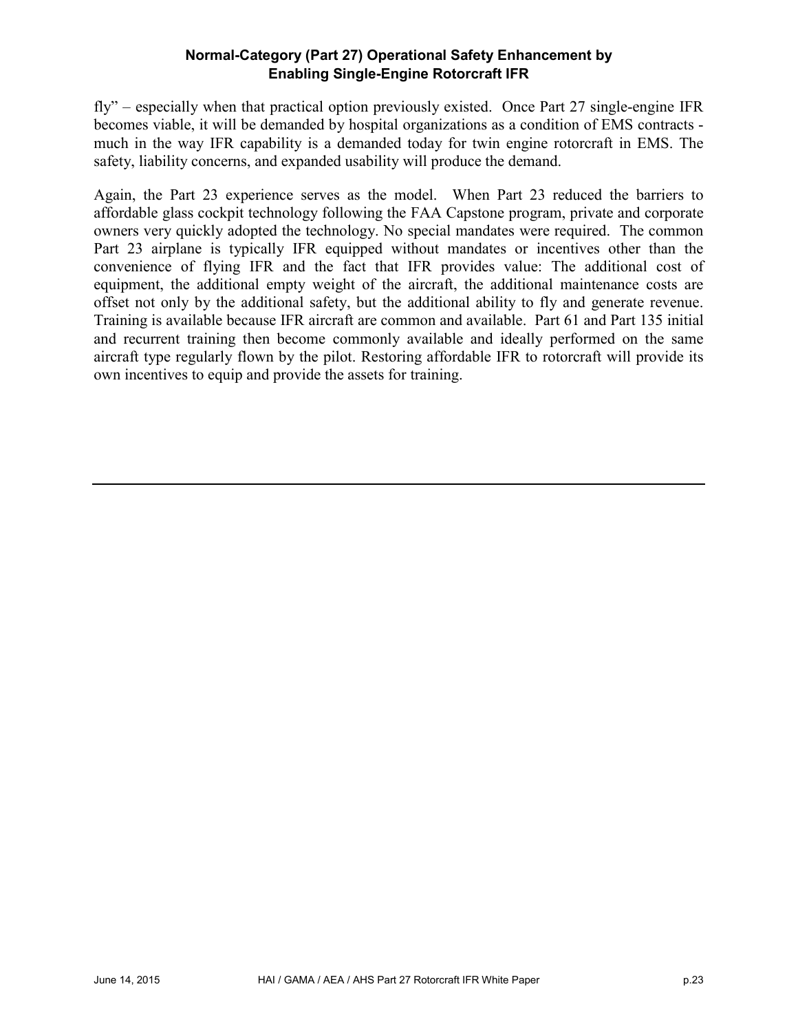fly" – especially when that practical option previously existed. Once Part 27 single-engine IFR becomes viable, it will be demanded by hospital organizations as a condition of EMS contracts - much in the way IFR capability is a demanded today for twin engine rotorcraft in EMS. The safety, liability concerns, and expanded usability will produce the demand.

Again, the Part 23 experience serves as the model. When Part 23 reduced the barriers to affordable glass cockpit technology following the FAA Capstone program, private and corporate owners very quickly adopted the technology. No special mandates were required. The common Part 23 airplane is typically IFR equipped without mandates or incentives other than the convenience of flying IFR and the fact that IFR provides value: The additional cost of equipment, the additional empty weight of the aircraft, the additional maintenance costs are offset not only by the additional safety, but the additional ability to fly and generate revenue. Training is available because IFR aircraft are common and available. Part 61 and Part 135 initial and recurrent training then become commonly available and ideally performed on the same aircraft type regularly flown by the pilot. Restoring affordable IFR to rotorcraft will provide its own incentives to equip and provide the assets for training.

---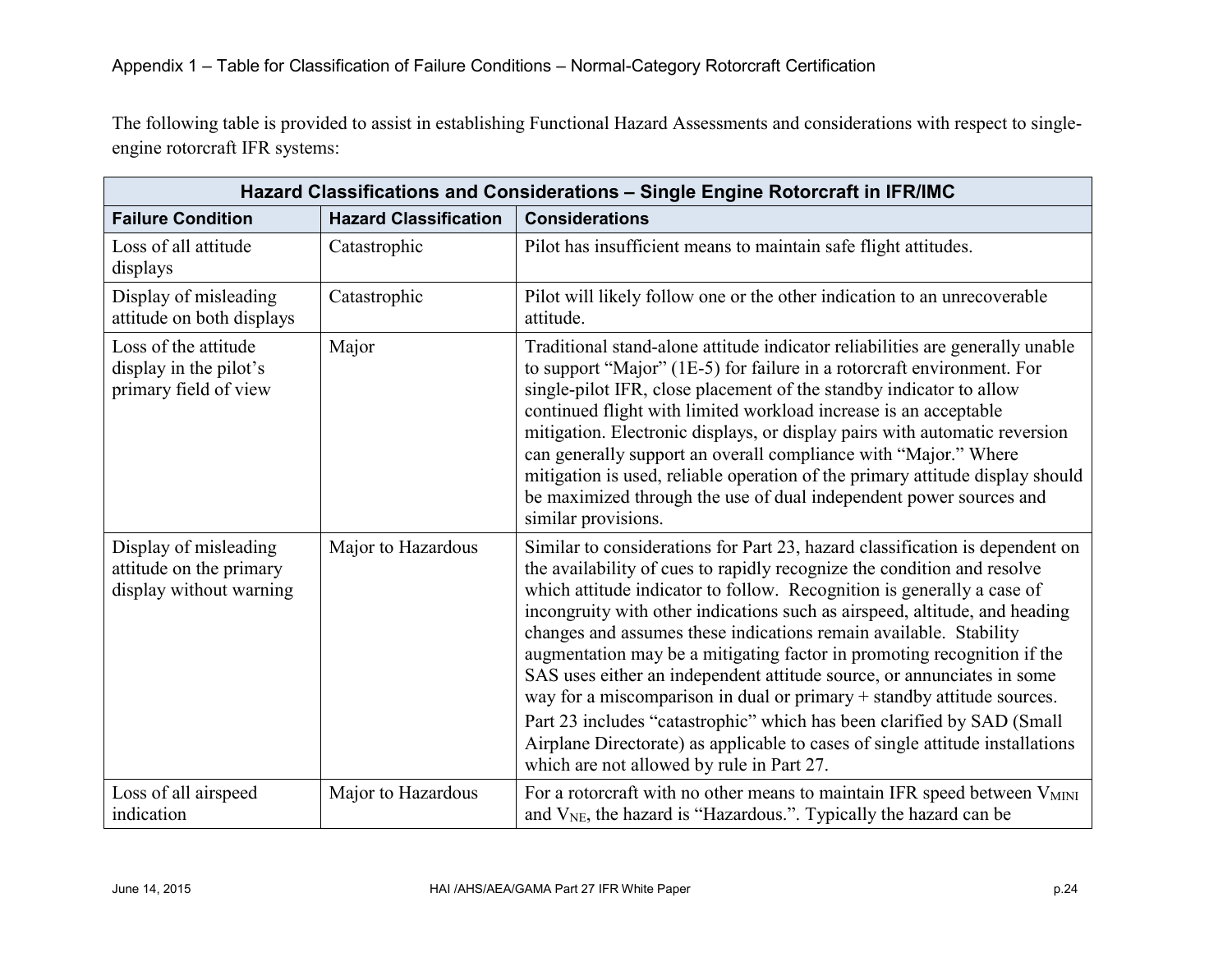Appendix 1 – Table for Classification of Failure Conditions – Normal-Category Rotorcraft Certification

The following table is provided to assist in establishing Functional Hazard Assessments and considerations with respect to single-engine rotorcraft IFR systems:

| **Hazard Classifications and Considerations – Single Engine Rotorcraft in IFR/IMC** | | |
|---|---|---|
| **Failure Condition** | **Hazard Classification** | **Considerations** |
| Loss of all attitude displays | Catastrophic | Pilot has insufficient means to maintain safe flight attitudes. |
| Display of misleading attitude on both displays | Catastrophic | Pilot will likely follow one or the other indication to an unrecoverable attitude. |
| Loss of the attitude display in the pilot's primary field of view | Major | Traditional stand-alone attitude indicator reliabilities are generally unable to support "Major" (1E-5) for failure in a rotorcraft environment. For single-pilot IFR, close placement of the standby indicator to allow continued flight with limited workload increase is an acceptable mitigation. Electronic displays, or display pairs with automatic reversion can generally support an overall compliance with "Major." Where mitigation is used, reliable operation of the primary attitude display should be maximized through the use of dual independent power sources and similar provisions. |
| Display of misleading attitude on the primary display without warning | Major to Hazardous | Similar to considerations for Part 23, hazard classification is dependent on the availability of cues to rapidly recognize the condition and resolve which attitude indicator to follow. Recognition is generally a case of incongruity with other indications such as airspeed, altitude, and heading changes and assumes these indications remain available. Stability augmentation may be a mitigating factor in promoting recognition if the SAS uses either an independent attitude source, or annunciates in some way for a miscomparison in dual or primary + standby attitude sources. Part 23 includes "catastrophic" which has been clarified by SAD (Small Airplane Directorate) as applicable to cases of single attitude installations which are not allowed by rule in Part 27. |
| Loss of all airspeed indication | Major to Hazardous | For a rotorcraft with no other means to maintain IFR speed between $V_{MINI}$ and $V_{NE}$, the hazard is "Hazardous.". Typically the hazard can be |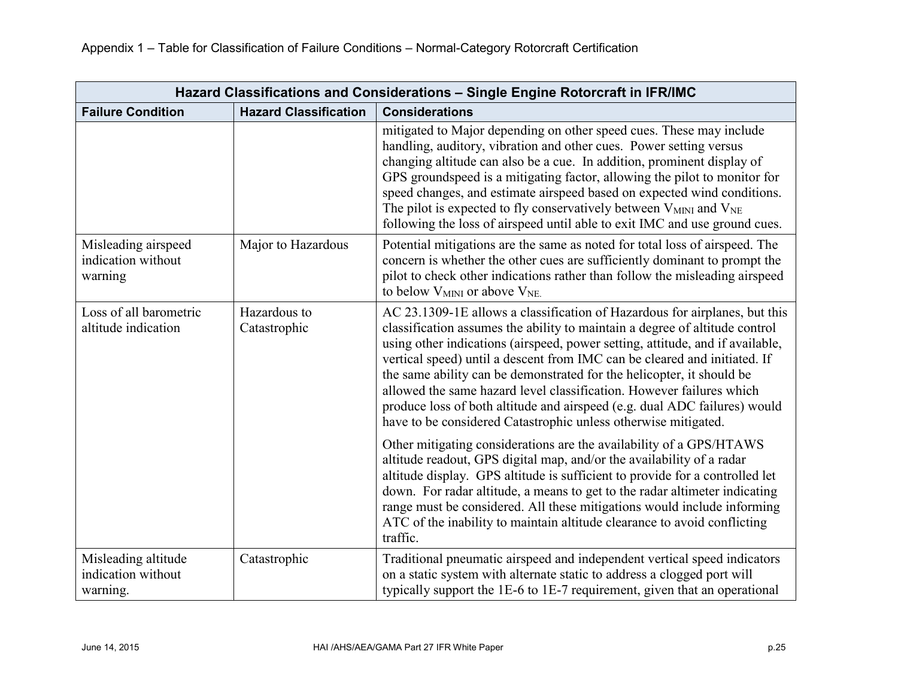Appendix 1 – Table for Classification of Failure Conditions – Normal-Category Rotorcraft Certification

| Hazard Classifications and Considerations – Single Engine Rotorcraft in IFR/IMC | | |
|---|---|---|
| **Failure Condition** | **Hazard Classification** | **Considerations** |
| | | mitigated to Major depending on other speed cues. These may include handling, auditory, vibration and other cues. Power setting versus changing altitude can also be a cue. In addition, prominent display of GPS groundspeed is a mitigating factor, allowing the pilot to monitor for speed changes, and estimate airspeed based on expected wind conditions. The pilot is expected to fly conservatively between $V_{MINI}$ and $V_{NE}$ following the loss of airspeed until able to exit IMC and use ground cues. |
| Misleading airspeed indication without warning | Major to Hazardous | Potential mitigations are the same as noted for total loss of airspeed. The concern is whether the other cues are sufficiently dominant to prompt the pilot to check other indications rather than follow the misleading airspeed to below $V_{MINI}$ or above $V_{NE.}$ |
| Loss of all barometric altitude indication | Hazardous to Catastrophic | AC 23.1309-1E allows a classification of Hazardous for airplanes, but this classification assumes the ability to maintain a degree of altitude control using other indications (airspeed, power setting, attitude, and if available, vertical speed) until a descent from IMC can be cleared and initiated. If the same ability can be demonstrated for the helicopter, it should be allowed the same hazard level classification. However failures which produce loss of both altitude and airspeed (e.g. dual ADC failures) would have to be considered Catastrophic unless otherwise mitigated.<br><br>Other mitigating considerations are the availability of a GPS/HTAWS altitude readout, GPS digital map, and/or the availability of a radar altitude display. GPS altitude is sufficient to provide for a controlled let down. For radar altitude, a means to get to the radar altimeter indicating range must be considered. All these mitigations would include informing ATC of the inability to maintain altitude clearance to avoid conflicting traffic. |
| Misleading altitude indication without warning. | Catastrophic | Traditional pneumatic airspeed and independent vertical speed indicators on a static system with alternate static to address a clogged port will typically support the 1E-6 to 1E-7 requirement, given that an operational |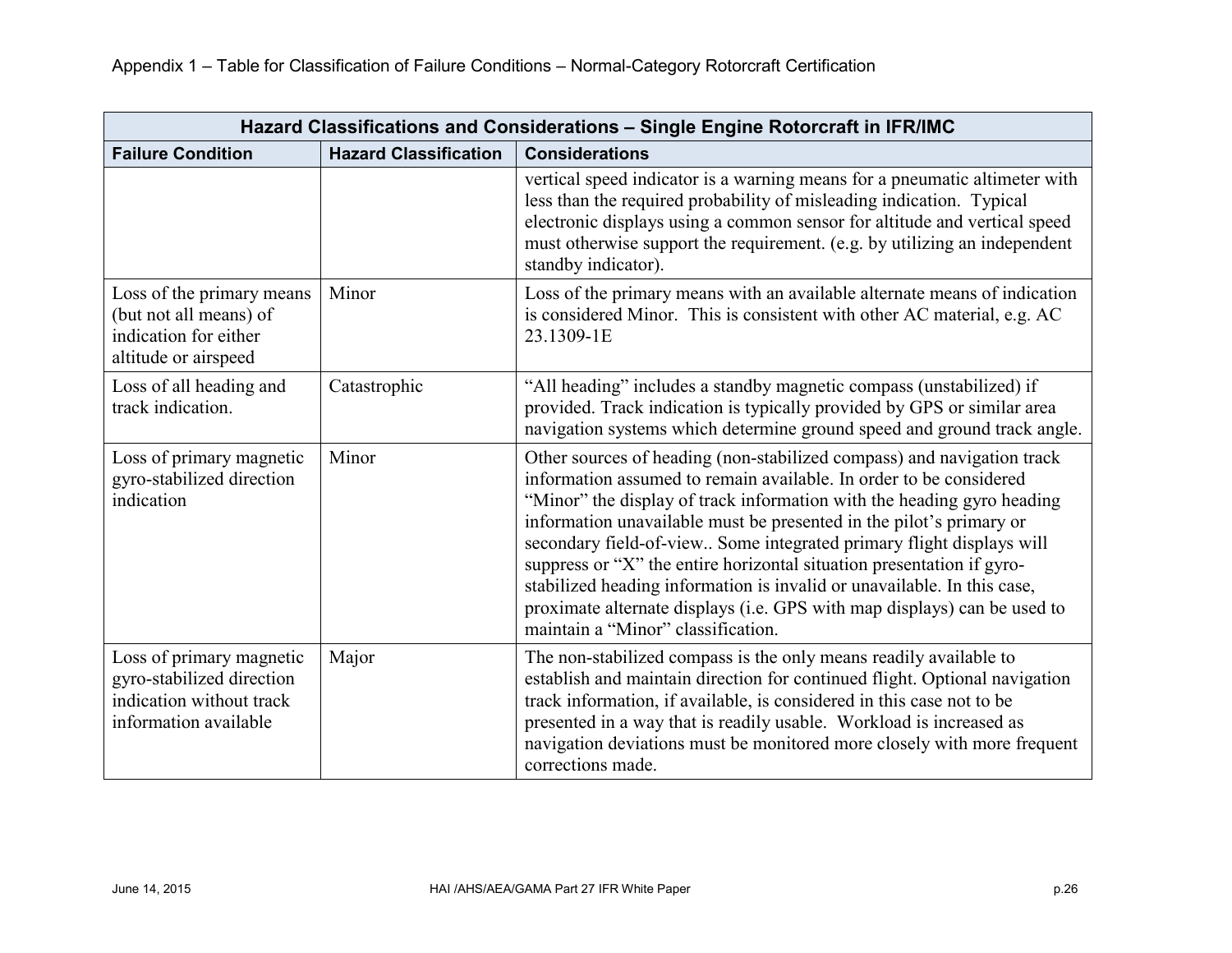| Hazard Classifications and Considerations – Single Engine Rotorcraft in IFR/IMC | | |
|---|---|---|
| **Failure Condition** | **Hazard Classification** | **Considerations** |
| | | vertical speed indicator is a warning means for a pneumatic altimeter with less than the required probability of misleading indication. Typical electronic displays using a common sensor for altitude and vertical speed must otherwise support the requirement. (e.g. by utilizing an independent standby indicator). |
| Loss of the primary means (but not all means) of indication for either altitude or airspeed | Minor | Loss of the primary means with an available alternate means of indication is considered Minor. This is consistent with other AC material, e.g. AC 23.1309-1E |
| Loss of all heading and track indication. | Catastrophic | "All heading" includes a standby magnetic compass (unstabilized) if provided. Track indication is typically provided by GPS or similar area navigation systems which determine ground speed and ground track angle. |
| Loss of primary magnetic gyro-stabilized direction indication | Minor | Other sources of heading (non-stabilized compass) and navigation track information assumed to remain available. In order to be considered "Minor" the display of track information with the heading gyro heading information unavailable must be presented in the pilot's primary or secondary field-of-view.. Some integrated primary flight displays will suppress or "X" the entire horizontal situation presentation if gyro-stabilized heading information is invalid or unavailable. In this case, proximate alternate displays (i.e. GPS with map displays) can be used to maintain a "Minor" classification. |
| Loss of primary magnetic gyro-stabilized direction indication without track information available | Major | The non-stabilized compass is the only means readily available to establish and maintain direction for continued flight. Optional navigation track information, if available, is considered in this case not to be presented in a way that is readily usable. Workload is increased as navigation deviations must be monitored more closely with more frequent corrections made. |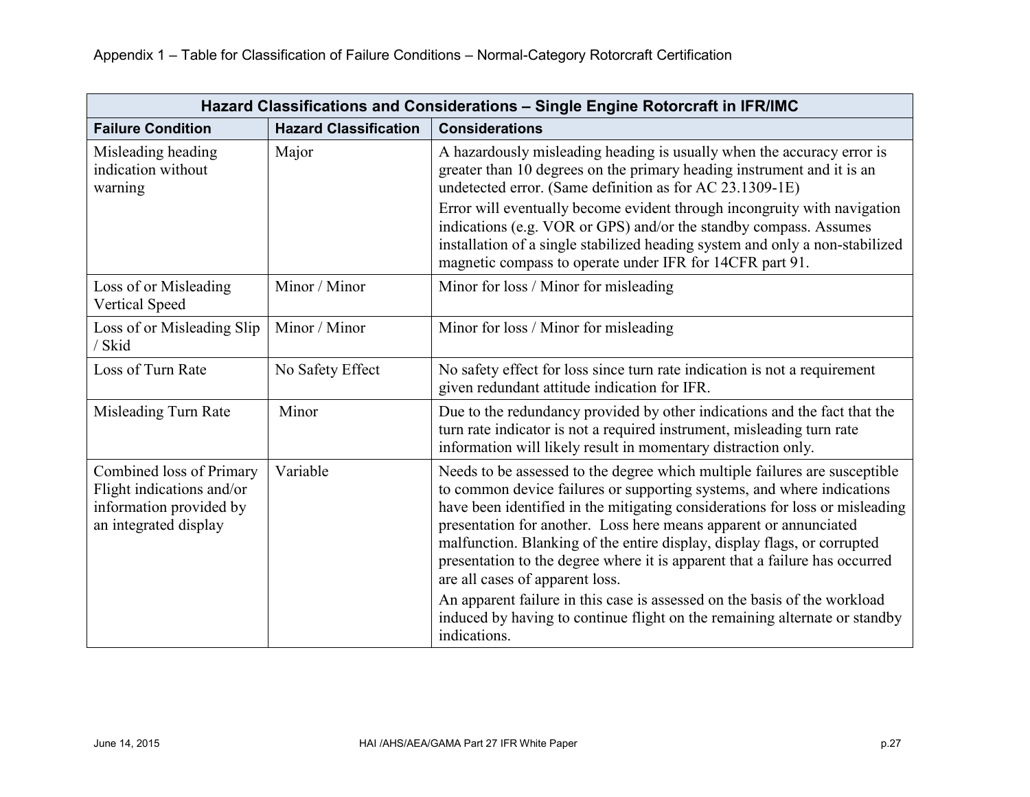Appendix 1 – Table for Classification of Failure Conditions – Normal-Category Rotorcraft Certification

| Hazard Classifications and Considerations – Single Engine Rotorcraft in IFR/IMC | | |
|---|---|---|
| **Failure Condition** | **Hazard Classification** | **Considerations** |
| Misleading heading indication without warning | Major | A hazardously misleading heading is usually when the accuracy error is greater than 10 degrees on the primary heading instrument and it is an undetected error. (Same definition as for AC 23.1309-1E)<br>Error will eventually become evident through incongruity with navigation indications (e.g. VOR or GPS) and/or the standby compass. Assumes installation of a single stabilized heading system and only a non-stabilized magnetic compass to operate under IFR for 14CFR part 91. |
| Loss of or Misleading Vertical Speed | Minor / Minor | Minor for loss / Minor for misleading |
| Loss of or Misleading Slip / Skid | Minor / Minor | Minor for loss / Minor for misleading |
| Loss of Turn Rate | No Safety Effect | No safety effect for loss since turn rate indication is not a requirement given redundant attitude indication for IFR. |
| Misleading Turn Rate | Minor | Due to the redundancy provided by other indications and the fact that the turn rate indicator is not a required instrument, misleading turn rate information will likely result in momentary distraction only. |
| Combined loss of Primary Flight indications and/or information provided by an integrated display | Variable | Needs to be assessed to the degree which multiple failures are susceptible to common device failures or supporting systems, and where indications have been identified in the mitigating considerations for loss or misleading presentation for another. Loss here means apparent or annunciated malfunction. Blanking of the entire display, display flags, or corrupted presentation to the degree where it is apparent that a failure has occurred are all cases of apparent loss.<br>An apparent failure in this case is assessed on the basis of the workload induced by having to continue flight on the remaining alternate or standby indications. |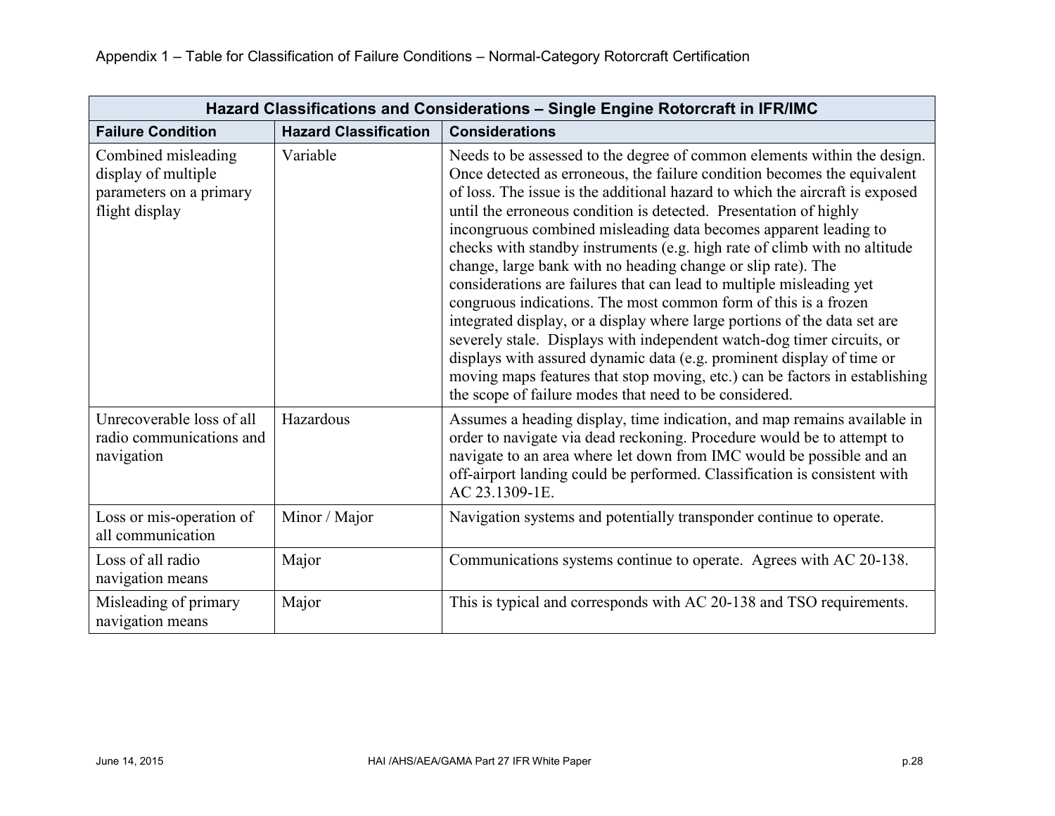Appendix 1 – Table for Classification of Failure Conditions – Normal-Category Rotorcraft Certification

| Hazard Classifications and Considerations – Single Engine Rotorcraft in IFR/IMC | | |
|---|---|---|
| **Failure Condition** | **Hazard Classification** | **Considerations** |
| Combined misleading display of multiple parameters on a primary flight display | Variable | Needs to be assessed to the degree of common elements within the design. Once detected as erroneous, the failure condition becomes the equivalent of loss. The issue is the additional hazard to which the aircraft is exposed until the erroneous condition is detected. Presentation of highly incongruous combined misleading data becomes apparent leading to checks with standby instruments (e.g. high rate of climb with no altitude change, large bank with no heading change or slip rate). The considerations are failures that can lead to multiple misleading yet congruous indications. The most common form of this is a frozen integrated display, or a display where large portions of the data set are severely stale. Displays with independent watch-dog timer circuits, or displays with assured dynamic data (e.g. prominent display of time or moving maps features that stop moving, etc.) can be factors in establishing the scope of failure modes that need to be considered. |
| Unrecoverable loss of all radio communications and navigation | Hazardous | Assumes a heading display, time indication, and map remains available in order to navigate via dead reckoning. Procedure would be to attempt to navigate to an area where let down from IMC would be possible and an off-airport landing could be performed. Classification is consistent with AC 23.1309-1E. |
| Loss or mis-operation of all communication | Minor / Major | Navigation systems and potentially transponder continue to operate. |
| Loss of all radio navigation means | Major | Communications systems continue to operate. Agrees with AC 20-138. |
| Misleading of primary navigation means | Major | This is typical and corresponds with AC 20-138 and TSO requirements. |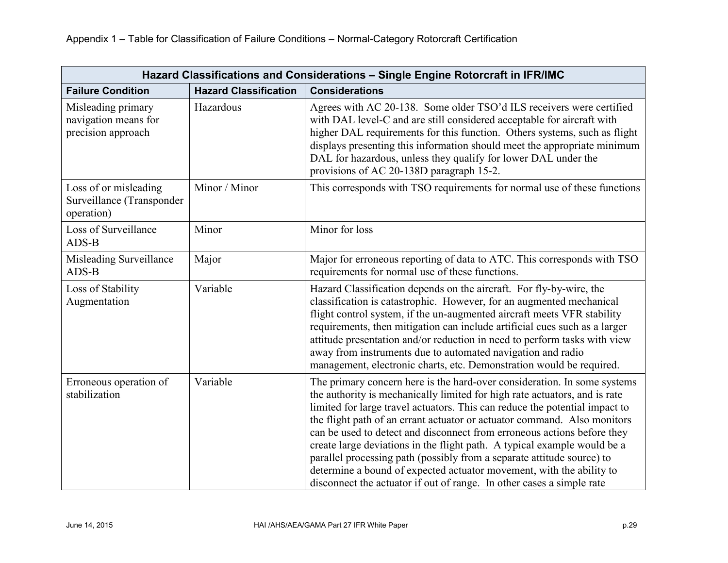Appendix 1 – Table for Classification of Failure Conditions – Normal-Category Rotorcraft Certification

| Hazard Classifications and Considerations – Single Engine Rotorcraft in IFR/IMC | | |
|---|---|---|
| **Failure Condition** | **Hazard Classification** | **Considerations** |
| Misleading primary navigation means for precision approach | Hazardous | Agrees with AC 20-138. Some older TSO'd ILS receivers were certified with DAL level-C and are still considered acceptable for aircraft with higher DAL requirements for this function. Others systems, such as flight displays presenting this information should meet the appropriate minimum DAL for hazardous, unless they qualify for lower DAL under the provisions of AC 20-138D paragraph 15-2. |
| Loss of or misleading Surveillance (Transponder operation) | Minor / Minor | This corresponds with TSO requirements for normal use of these functions |
| Loss of Surveillance ADS-B | Minor | Minor for loss |
| Misleading Surveillance ADS-B | Major | Major for erroneous reporting of data to ATC. This corresponds with TSO requirements for normal use of these functions. |
| Loss of Stability Augmentation | Variable | Hazard Classification depends on the aircraft. For fly-by-wire, the classification is catastrophic. However, for an augmented mechanical flight control system, if the un-augmented aircraft meets VFR stability requirements, then mitigation can include artificial cues such as a larger attitude presentation and/or reduction in need to perform tasks with view away from instruments due to automated navigation and radio management, electronic charts, etc. Demonstration would be required. |
| Erroneous operation of stabilization | Variable | The primary concern here is the hard-over consideration. In some systems the authority is mechanically limited for high rate actuators, and is rate limited for large travel actuators. This can reduce the potential impact to the flight path of an errant actuator or actuator command. Also monitors can be used to detect and disconnect from erroneous actions before they create large deviations in the flight path. A typical example would be a parallel processing path (possibly from a separate attitude source) to determine a bound of expected actuator movement, with the ability to disconnect the actuator if out of range. In other cases a simple rate |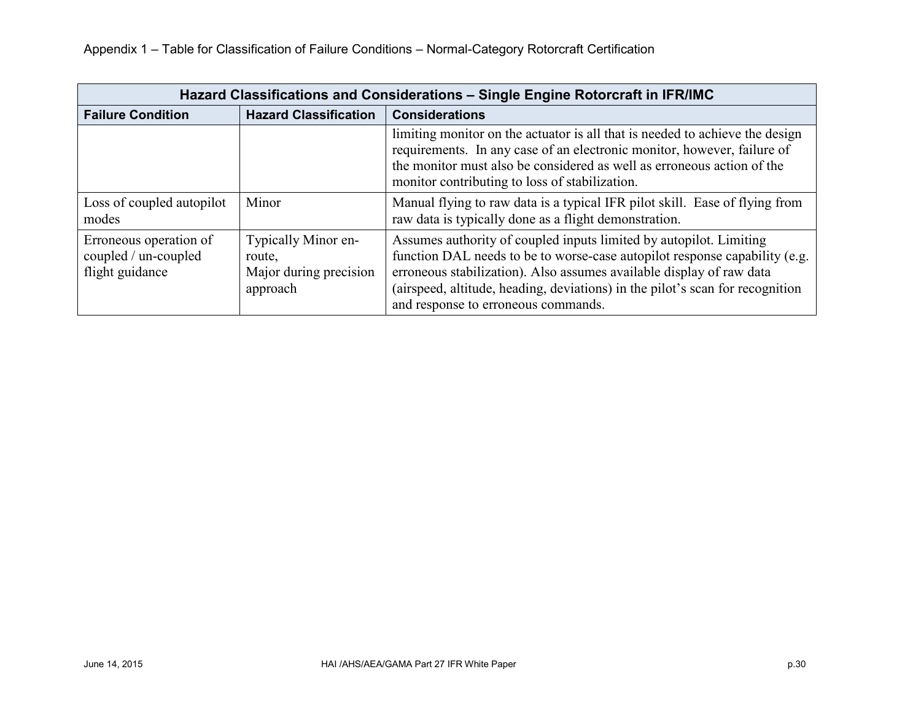| Hazard Classifications and Considerations – Single Engine Rotorcraft in IFR/IMC | | |
|---|---|---|
| **Failure Condition** | **Hazard Classification** | **Considerations** |
| | | limiting monitor on the actuator is all that is needed to achieve the design requirements. In any case of an electronic monitor, however, failure of the monitor must also be considered as well as erroneous action of the monitor contributing to loss of stabilization. |
| Loss of coupled autopilot modes | Minor | Manual flying to raw data is a typical IFR pilot skill. Ease of flying from raw data is typically done as a flight demonstration. |
| Erroneous operation of coupled / un-coupled flight guidance | Typically Minor en-route, Major during precision approach | Assumes authority of coupled inputs limited by autopilot. Limiting function DAL needs to be to worse-case autopilot response capability (e.g. erroneous stabilization). Also assumes available display of raw data (airspeed, altitude, heading, deviations) in the pilot's scan for recognition and response to erroneous commands. |